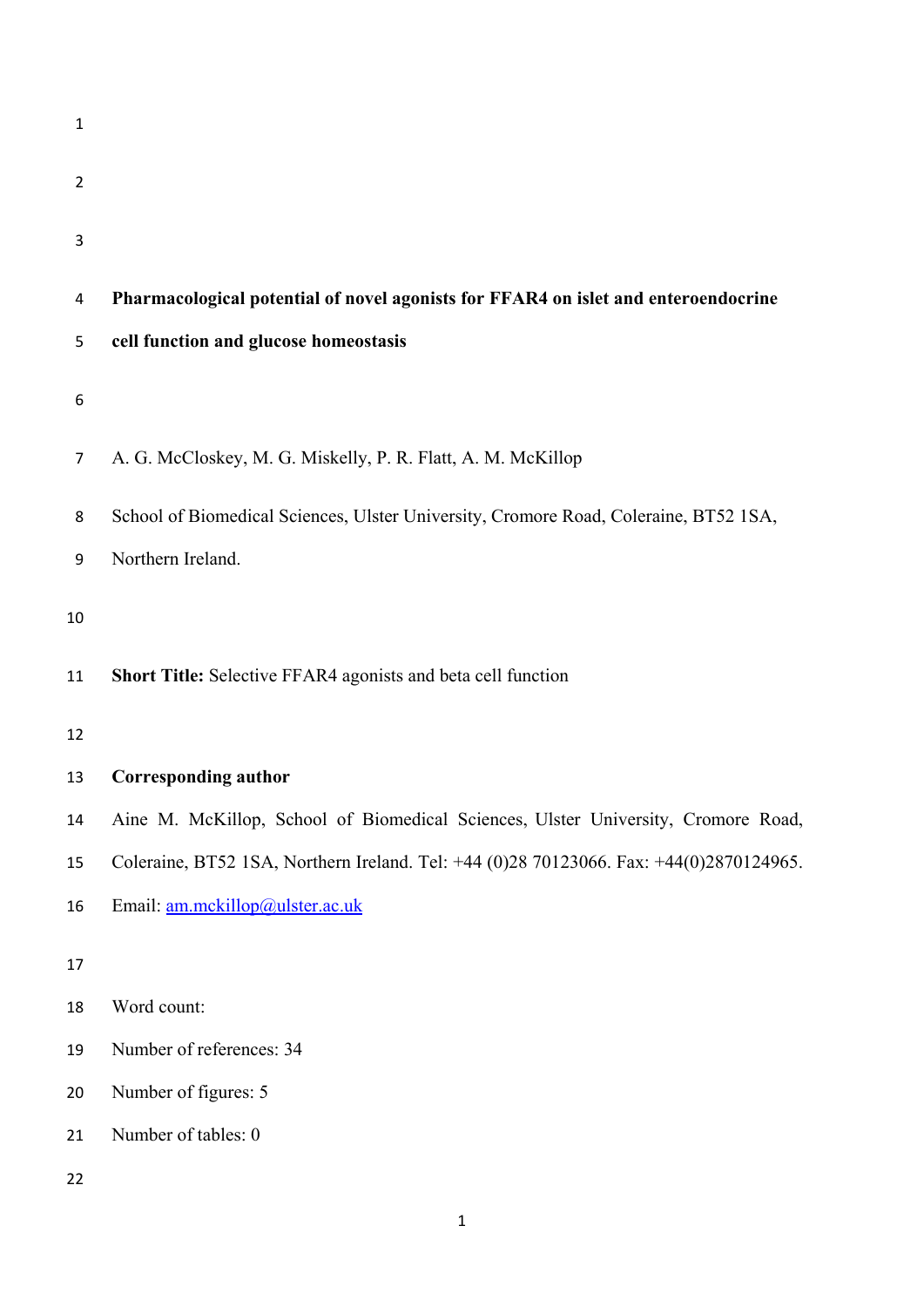# Pharmacological potential of novel agonists for FFAR4 on islet and enteroendocrine cell function and glucose homeostasis

A. G. McCloskey, M. G. Miskelly, P. R. Flatt, A. M. McKillop

School of Biomedical Sciences, Ulster University, Cromore Road, Coleraine, BT52 1SA, Northern Ireland.

**Short Title:** Selective FFAR4 agonists and beta cell function

**Corresponding author**

Aine M. McKillop, School of Biomedical Sciences, Ulster University, Cromore Road, Coleraine, BT52 1SA, Northern Ireland. Tel: +44 (0)28 70123066. Fax: +44(0)2870124965. Email: am.mckillop@ulster.ac.uk

Word count:

Number of references: 34

Number of figures: 5

Number of tables: 0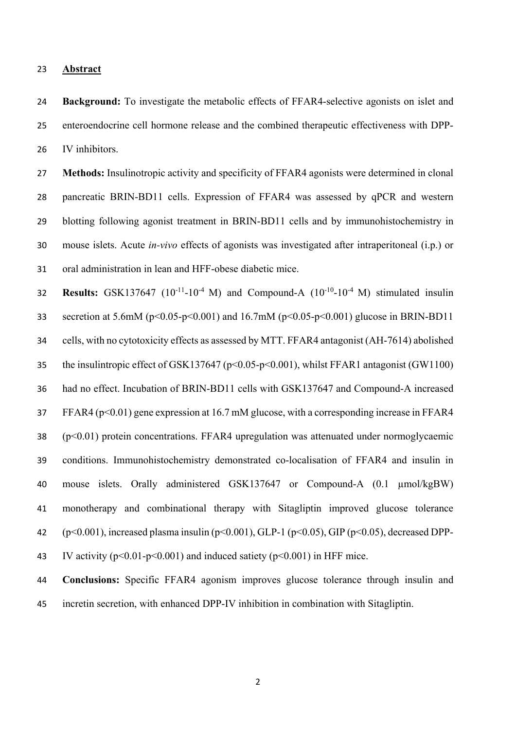## Abstract

**Background:** To investigate the metabolic effects of FFAR4-selective agonists on islet and enteroendocrine cell hormone release and the combined therapeutic effectiveness with DPP-IV inhibitors.

**Methods:** Insulinotropic activity and specificity of FFAR4 agonists were determined in clonal pancreatic BRIN-BD11 cells. Expression of FFAR4 was assessed by qPCR and western blotting following agonist treatment in BRIN-BD11 cells and by immunohistochemistry in mouse islets. Acute *in-vivo* effects of agonists was investigated after intraperitoneal (i.p.) or oral administration in lean and HFF-obese diabetic mice.

**Results:** GSK137647 ($10^{-11}$-$10^{-4}$ M) and Compound-A ($10^{-10}$-$10^{-4}$ M) stimulated insulin secretion at 5.6mM ($p<0.05$-$p<0.001$) and 16.7mM ($p<0.05$-$p<0.001$) glucose in BRIN-BD11 cells, with no cytotoxicity effects as assessed by MTT. FFAR4 antagonist (AH-7614) abolished the insulintropic effect of GSK137647 ($p<0.05$-$p<0.001$), whilst FFAR1 antagonist (GW1100) had no effect. Incubation of BRIN-BD11 cells with GSK137647 and Compound-A increased FFAR4 ($p<0.01$) gene expression at 16.7 mM glucose, with a corresponding increase in FFAR4 ($p<0.01$) protein concentrations. FFAR4 upregulation was attenuated under normoglycaemic conditions. Immunohistochemistry demonstrated co-localisation of FFAR4 and insulin in mouse islets. Orally administered GSK137647 or Compound-A (0.1 μmol/kgBW) monotherapy and combinational therapy with Sitagliptin improved glucose tolerance ($p<0.001$), increased plasma insulin ($p<0.001$), GLP-1 ($p<0.05$), GIP ($p<0.05$), decreased DPP-IV activity ($p<0.01$-$p<0.001$) and induced satiety ($p<0.001$) in HFF mice.

**Conclusions:** Specific FFAR4 agonism improves glucose tolerance through insulin and incretin secretion, with enhanced DPP-IV inhibition in combination with Sitagliptin.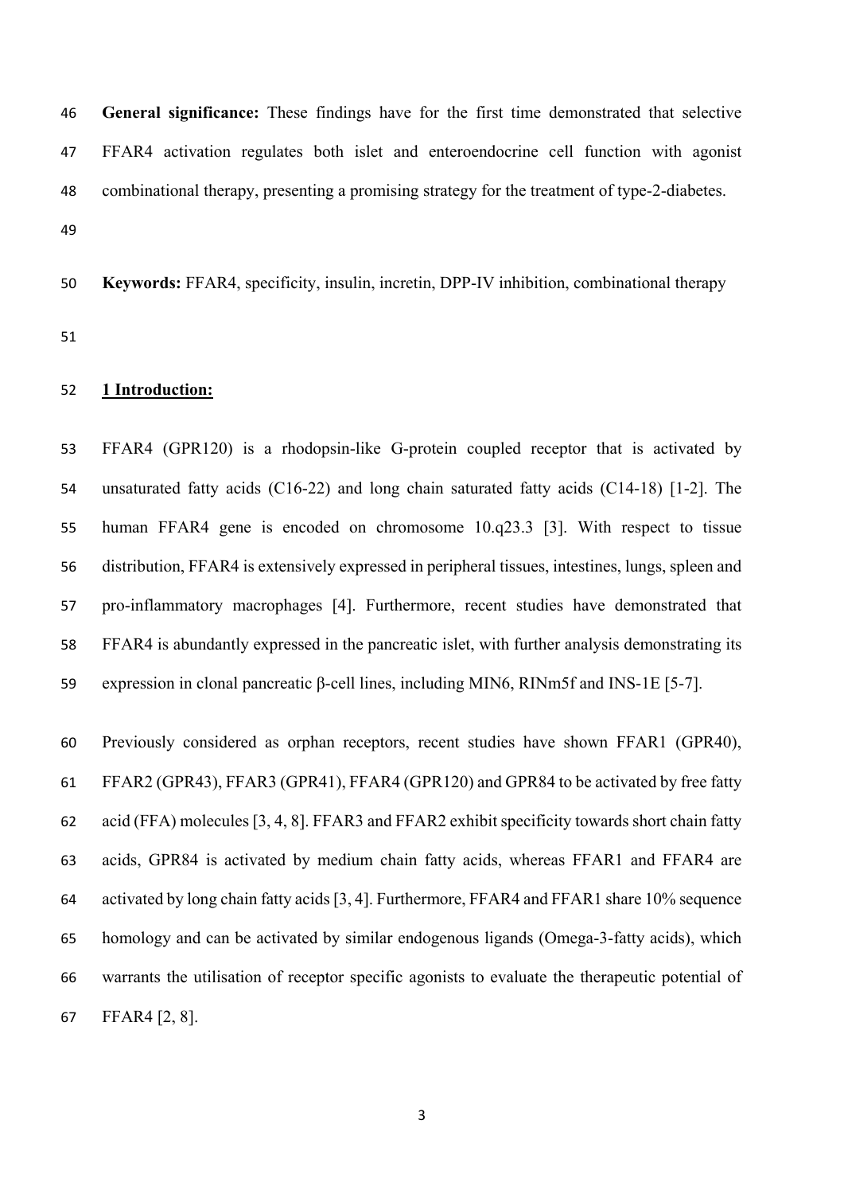**General significance:** These findings have for the first time demonstrated that selective FFAR4 activation regulates both islet and enteroendocrine cell function with agonist combinational therapy, presenting a promising strategy for the treatment of type-2-diabetes.

**Keywords:** FFAR4, specificity, insulin, incretin, DPP-IV inhibition, combinational therapy

## 1 Introduction:

FFAR4 (GPR120) is a rhodopsin-like G-protein coupled receptor that is activated by unsaturated fatty acids (C16-22) and long chain saturated fatty acids (C14-18) [1-2]. The human FFAR4 gene is encoded on chromosome 10.q23.3 [3]. With respect to tissue distribution, FFAR4 is extensively expressed in peripheral tissues, intestines, lungs, spleen and pro-inflammatory macrophages [4]. Furthermore, recent studies have demonstrated that FFAR4 is abundantly expressed in the pancreatic islet, with further analysis demonstrating its expression in clonal pancreatic β-cell lines, including MIN6, RINm5f and INS-1E [5-7].

Previously considered as orphan receptors, recent studies have shown FFAR1 (GPR40), FFAR2 (GPR43), FFAR3 (GPR41), FFAR4 (GPR120) and GPR84 to be activated by free fatty acid (FFA) molecules [3, 4, 8]. FFAR3 and FFAR2 exhibit specificity towards short chain fatty acids, GPR84 is activated by medium chain fatty acids, whereas FFAR1 and FFAR4 are activated by long chain fatty acids [3, 4]. Furthermore, FFAR4 and FFAR1 share 10% sequence homology and can be activated by similar endogenous ligands (Omega-3-fatty acids), which warrants the utilisation of receptor specific agonists to evaluate the therapeutic potential of FFAR4 [2, 8].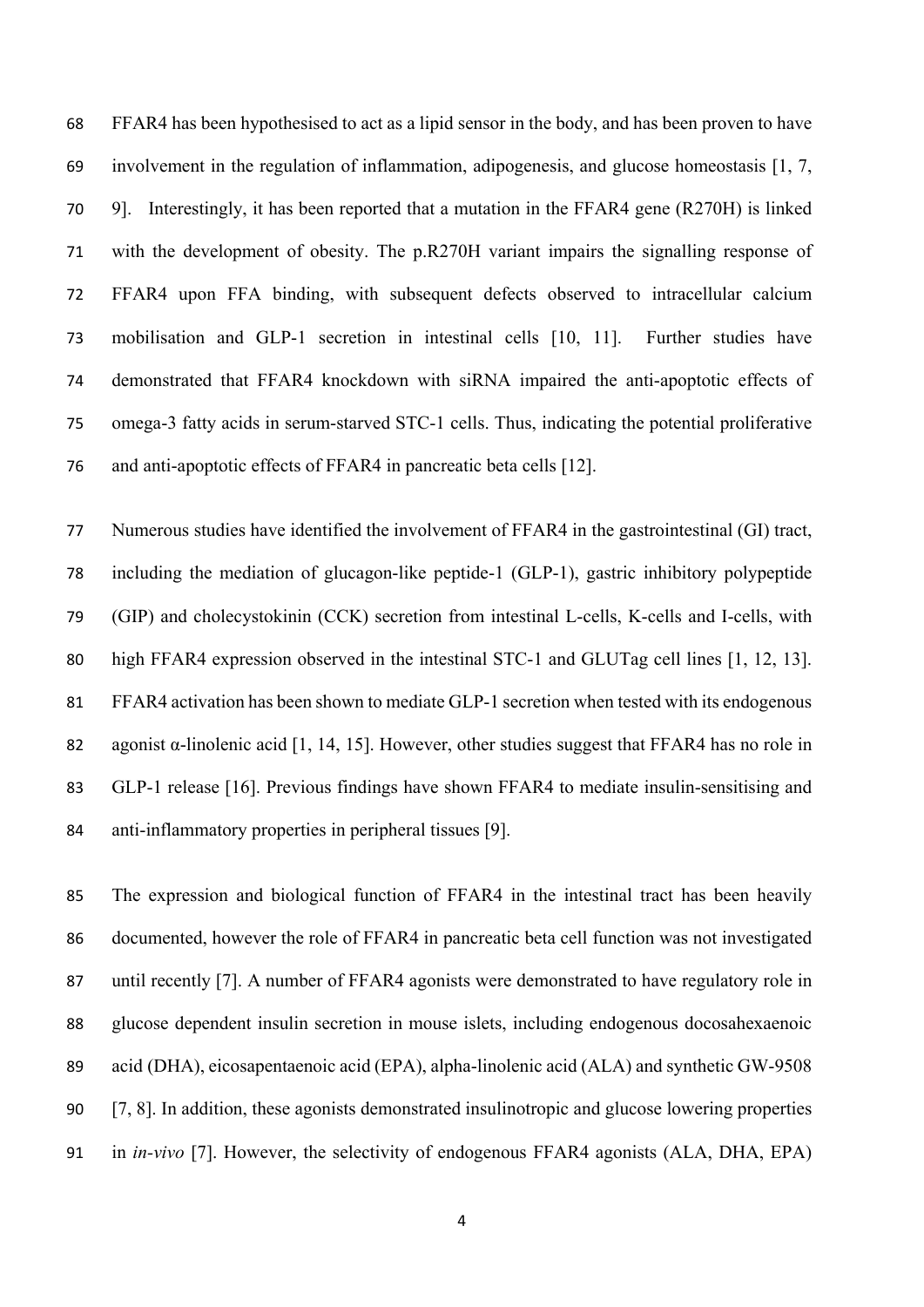FFAR4 has been hypothesised to act as a lipid sensor in the body, and has been proven to have involvement in the regulation of inflammation, adipogenesis, and glucose homeostasis [1, 7, 9]. Interestingly, it has been reported that a mutation in the FFAR4 gene (R270H) is linked with the development of obesity. The p.R270H variant impairs the signalling response of FFAR4 upon FFA binding, with subsequent defects observed to intracellular calcium mobilisation and GLP-1 secretion in intestinal cells [10, 11]. Further studies have demonstrated that FFAR4 knockdown with siRNA impaired the anti-apoptotic effects of omega-3 fatty acids in serum-starved STC-1 cells. Thus, indicating the potential proliferative and anti-apoptotic effects of FFAR4 in pancreatic beta cells [12].

Numerous studies have identified the involvement of FFAR4 in the gastrointestinal (GI) tract, including the mediation of glucagon-like peptide-1 (GLP-1), gastric inhibitory polypeptide (GIP) and cholecystokinin (CCK) secretion from intestinal L-cells, K-cells and I-cells, with high FFAR4 expression observed in the intestinal STC-1 and GLUTag cell lines [1, 12, 13]. FFAR4 activation has been shown to mediate GLP-1 secretion when tested with its endogenous agonist α-linolenic acid [1, 14, 15]. However, other studies suggest that FFAR4 has no role in GLP-1 release [16]. Previous findings have shown FFAR4 to mediate insulin-sensitising and anti-inflammatory properties in peripheral tissues [9].

The expression and biological function of FFAR4 in the intestinal tract has been heavily documented, however the role of FFAR4 in pancreatic beta cell function was not investigated until recently [7]. A number of FFAR4 agonists were demonstrated to have regulatory role in glucose dependent insulin secretion in mouse islets, including endogenous docosahexaenoic acid (DHA), eicosapentaenoic acid (EPA), alpha-linolenic acid (ALA) and synthetic GW-9508 [7, 8]. In addition, these agonists demonstrated insulinotropic and glucose lowering properties in *in-vivo* [7]. However, the selectivity of endogenous FFAR4 agonists (ALA, DHA, EPA)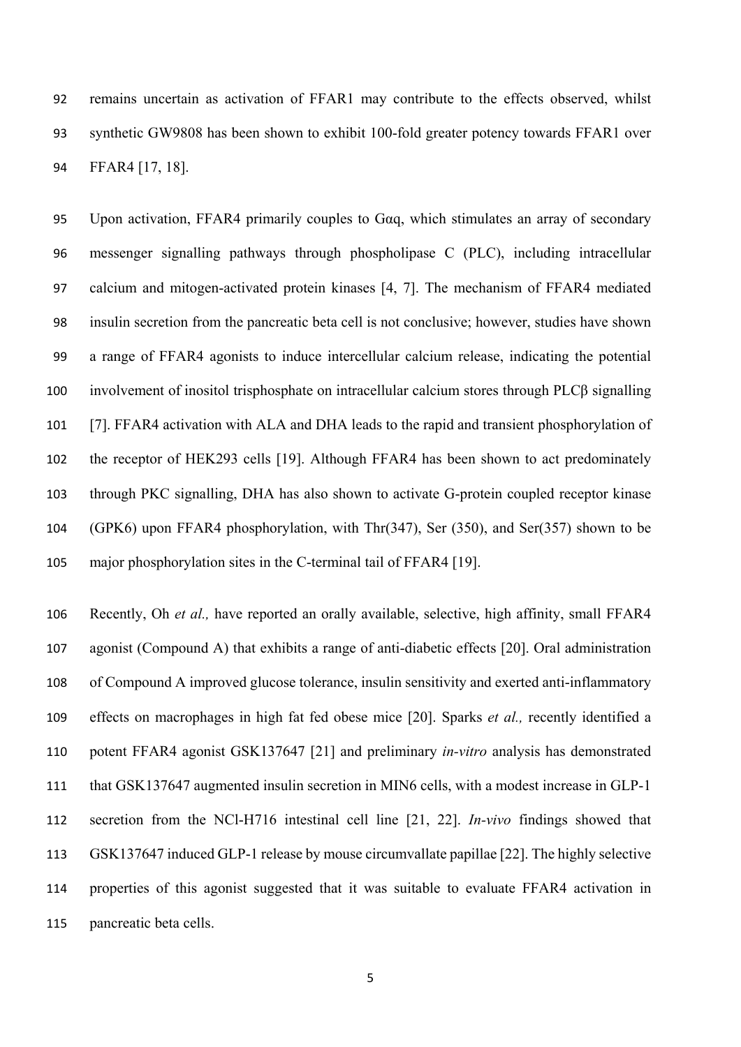remains uncertain as activation of FFAR1 may contribute to the effects observed, whilst synthetic GW9808 has been shown to exhibit 100-fold greater potency towards FFAR1 over FFAR4 [17, 18].

Upon activation, FFAR4 primarily couples to Gαq, which stimulates an array of secondary messenger signalling pathways through phospholipase C (PLC), including intracellular calcium and mitogen-activated protein kinases [4, 7]. The mechanism of FFAR4 mediated insulin secretion from the pancreatic beta cell is not conclusive; however, studies have shown a range of FFAR4 agonists to induce intercellular calcium release, indicating the potential involvement of inositol trisphosphate on intracellular calcium stores through PLCβ signalling [7]. FFAR4 activation with ALA and DHA leads to the rapid and transient phosphorylation of the receptor of HEK293 cells [19]. Although FFAR4 has been shown to act predominately through PKC signalling, DHA has also shown to activate G-protein coupled receptor kinase (GPK6) upon FFAR4 phosphorylation, with Thr(347), Ser (350), and Ser(357) shown to be major phosphorylation sites in the C-terminal tail of FFAR4 [19].

Recently, Oh *et al.,* have reported an orally available, selective, high affinity, small FFAR4 agonist (Compound A) that exhibits a range of anti-diabetic effects [20]. Oral administration of Compound A improved glucose tolerance, insulin sensitivity and exerted anti-inflammatory effects on macrophages in high fat fed obese mice [20]. Sparks *et al.,* recently identified a potent FFAR4 agonist GSK137647 [21] and preliminary *in-vitro* analysis has demonstrated that GSK137647 augmented insulin secretion in MIN6 cells, with a modest increase in GLP-1 secretion from the NCl-H716 intestinal cell line [21, 22]. *In-vivo* findings showed that GSK137647 induced GLP-1 release by mouse circumvallate papillae [22]. The highly selective properties of this agonist suggested that it was suitable to evaluate FFAR4 activation in pancreatic beta cells.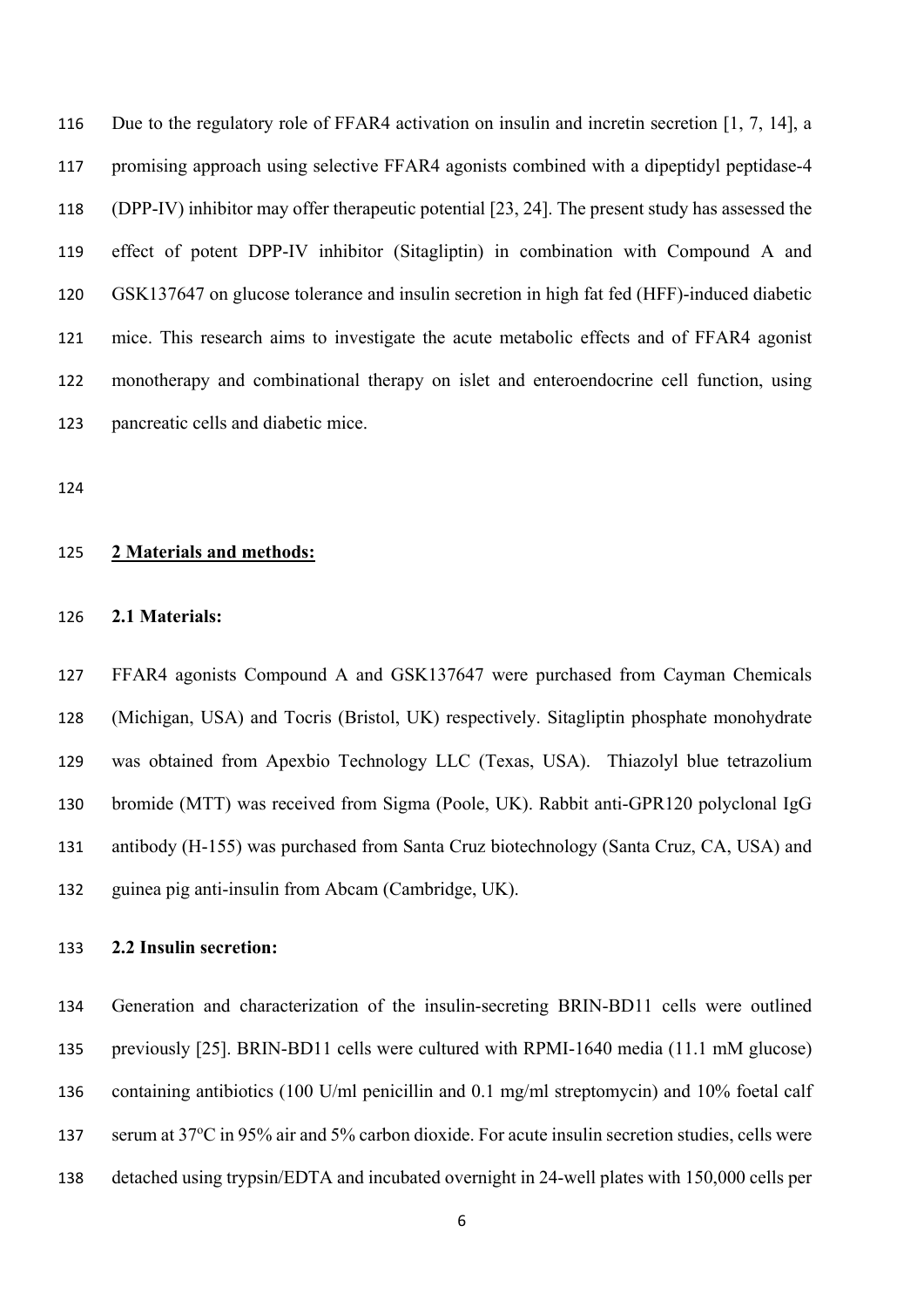Due to the regulatory role of FFAR4 activation on insulin and incretin secretion [1, 7, 14], a promising approach using selective FFAR4 agonists combined with a dipeptidyl peptidase-4 (DPP-IV) inhibitor may offer therapeutic potential [23, 24]. The present study has assessed the effect of potent DPP-IV inhibitor (Sitagliptin) in combination with Compound A and GSK137647 on glucose tolerance and insulin secretion in high fat fed (HFF)-induced diabetic mice. This research aims to investigate the acute metabolic effects and of FFAR4 agonist monotherapy and combinational therapy on islet and enteroendocrine cell function, using pancreatic cells and diabetic mice.

## 2 Materials and methods:

### 2.1 Materials:

FFAR4 agonists Compound A and GSK137647 were purchased from Cayman Chemicals (Michigan, USA) and Tocris (Bristol, UK) respectively. Sitagliptin phosphate monohydrate was obtained from Apexbio Technology LLC (Texas, USA). Thiazolyl blue tetrazolium bromide (MTT) was received from Sigma (Poole, UK). Rabbit anti-GPR120 polyclonal IgG antibody (H-155) was purchased from Santa Cruz biotechnology (Santa Cruz, CA, USA) and guinea pig anti-insulin from Abcam (Cambridge, UK).

### 2.2 Insulin secretion:

Generation and characterization of the insulin-secreting BRIN-BD11 cells were outlined previously [25]. BRIN-BD11 cells were cultured with RPMI-1640 media (11.1 mM glucose) containing antibiotics (100 U/ml penicillin and 0.1 mg/ml streptomycin) and 10% foetal calf serum at 37ºC in 95% air and 5% carbon dioxide. For acute insulin secretion studies, cells were detached using trypsin/EDTA and incubated overnight in 24-well plates with 150,000 cells per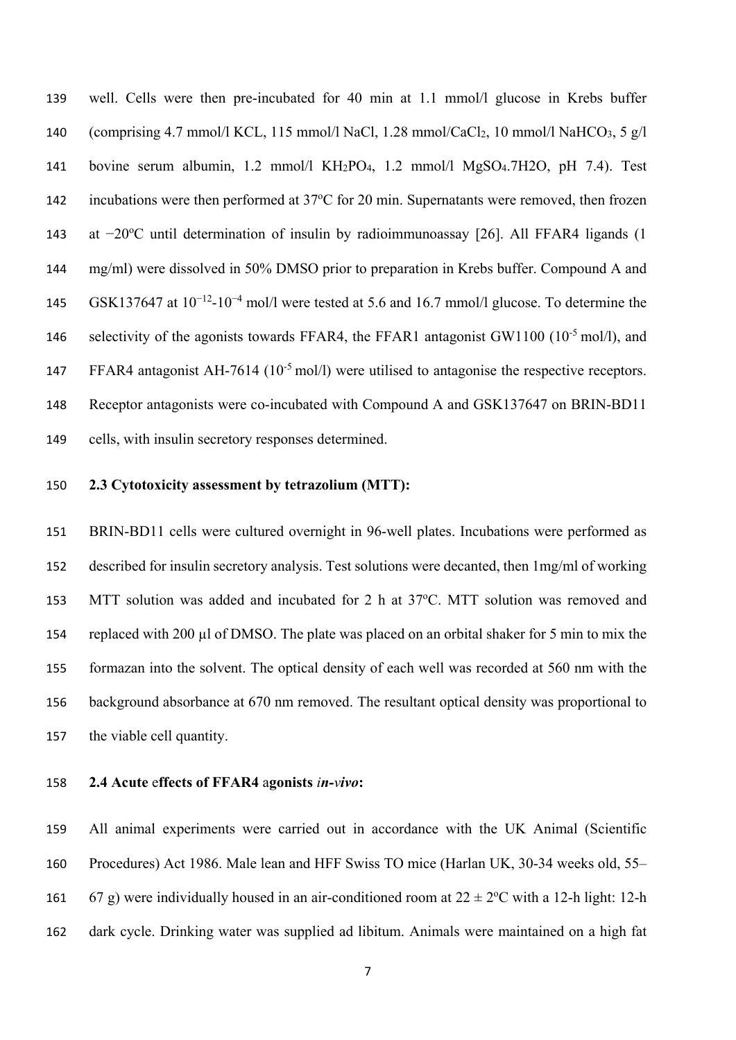well. Cells were then pre-incubated for 40 min at 1.1 mmol/l glucose in Krebs buffer (comprising 4.7 mmol/l KCL, 115 mmol/l NaCl, 1.28 mmol/$CaCl_2$, 10 mmol/l $NaHCO_3$, 5 g/l bovine serum albumin, 1.2 mmol/l $KH_2PO_4$, 1.2 mmol/l $MgSO_4.7H2O$, pH 7.4). Test incubations were then performed at 37°C for 20 min. Supernatants were removed, then frozen at −20°C until determination of insulin by radioimmunoassay [26]. All FFAR4 ligands (1 mg/ml) were dissolved in 50% DMSO prior to preparation in Krebs buffer. Compound A and GSK137647 at $10^{-12}$-$10^{-4}$ mol/l were tested at 5.6 and 16.7 mmol/l glucose. To determine the selectivity of the agonists towards FFAR4, the FFAR1 antagonist GW1100 ($10^{-5}$ mol/l), and FFAR4 antagonist AH-7614 ($10^{-5}$ mol/l) were utilised to antagonise the respective receptors. Receptor antagonists were co-incubated with Compound A and GSK137647 on BRIN-BD11 cells, with insulin secretory responses determined.

### 2.3 Cytotoxicity assessment by tetrazolium (MTT):

BRIN-BD11 cells were cultured overnight in 96-well plates. Incubations were performed as described for insulin secretory analysis. Test solutions were decanted, then 1mg/ml of working MTT solution was added and incubated for 2 h at 37°C. MTT solution was removed and replaced with 200 µl of DMSO. The plate was placed on an orbital shaker for 5 min to mix the formazan into the solvent. The optical density of each well was recorded at 560 nm with the background absorbance at 670 nm removed. The resultant optical density was proportional to the viable cell quantity.

### 2.4 Acute effects of FFAR4 agonists *in-vivo*:

All animal experiments were carried out in accordance with the UK Animal (Scientific Procedures) Act 1986. Male lean and HFF Swiss TO mice (Harlan UK, 30-34 weeks old, 55–67 g) were individually housed in an air-conditioned room at 22 ± 2°C with a 12-h light: 12-h dark cycle. Drinking water was supplied ad libitum. Animals were maintained on a high fat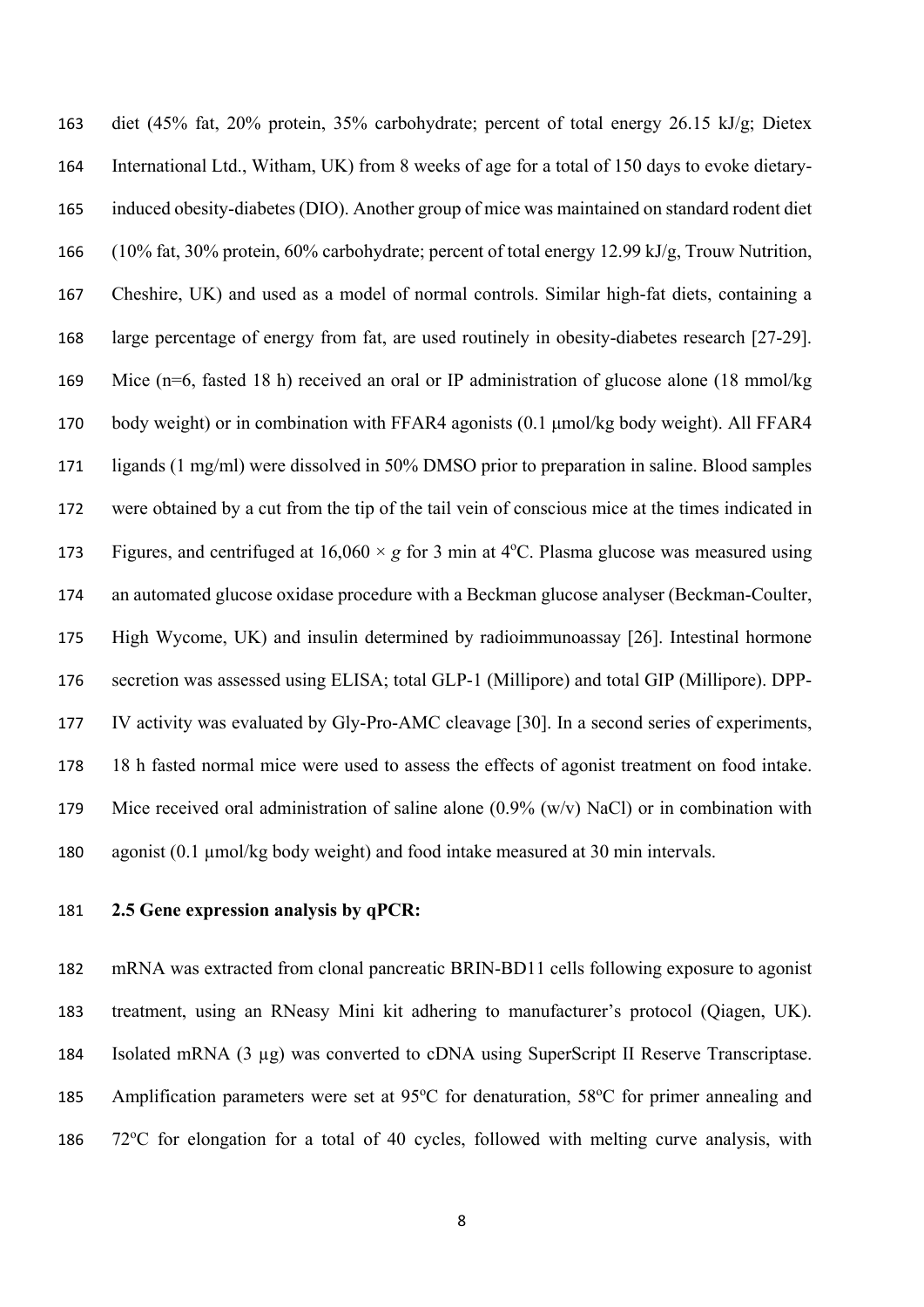diet (45% fat, 20% protein, 35% carbohydrate; percent of total energy 26.15 kJ/g; Dietex International Ltd., Witham, UK) from 8 weeks of age for a total of 150 days to evoke dietary-induced obesity-diabetes (DIO). Another group of mice was maintained on standard rodent diet (10% fat, 30% protein, 60% carbohydrate; percent of total energy 12.99 kJ/g, Trouw Nutrition, Cheshire, UK) and used as a model of normal controls. Similar high-fat diets, containing a large percentage of energy from fat, are used routinely in obesity-diabetes research [27-29]. Mice (n=6, fasted 18 h) received an oral or IP administration of glucose alone (18 mmol/kg body weight) or in combination with FFAR4 agonists (0.1 µmol/kg body weight). All FFAR4 ligands (1 mg/ml) were dissolved in 50% DMSO prior to preparation in saline. Blood samples were obtained by a cut from the tip of the tail vein of conscious mice at the times indicated in Figures, and centrifuged at $16{,}060 \times g$ for 3 min at 4°C. Plasma glucose was measured using an automated glucose oxidase procedure with a Beckman glucose analyser (Beckman-Coulter, High Wycome, UK) and insulin determined by radioimmunoassay [26]. Intestinal hormone secretion was assessed using ELISA; total GLP-1 (Millipore) and total GIP (Millipore). DPP-IV activity was evaluated by Gly-Pro-AMC cleavage [30]. In a second series of experiments, 18 h fasted normal mice were used to assess the effects of agonist treatment on food intake. Mice received oral administration of saline alone (0.9% (w/v) NaCl) or in combination with agonist (0.1 µmol/kg body weight) and food intake measured at 30 min intervals.

### 2.5 Gene expression analysis by qPCR:

mRNA was extracted from clonal pancreatic BRIN-BD11 cells following exposure to agonist treatment, using an RNeasy Mini kit adhering to manufacturer's protocol (Qiagen, UK). Isolated mRNA (3 µg) was converted to cDNA using SuperScript II Reserve Transcriptase. Amplification parameters were set at 95°C for denaturation, 58°C for primer annealing and 72°C for elongation for a total of 40 cycles, followed with melting curve analysis, with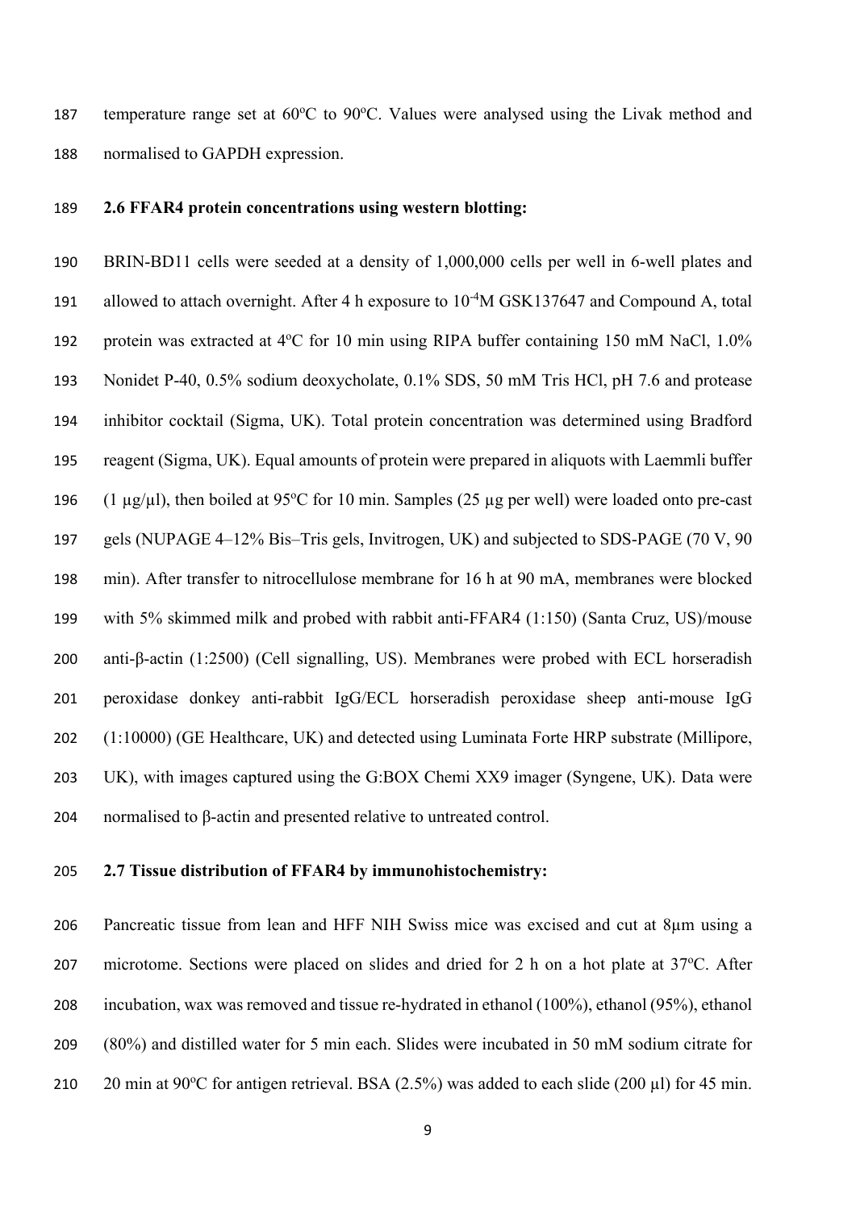temperature range set at 60ºC to 90ºC. Values were analysed using the Livak method and normalised to GAPDH expression.

**2.6 FFAR4 protein concentrations using western blotting:**

BRIN-BD11 cells were seeded at a density of 1,000,000 cells per well in 6-well plates and allowed to attach overnight. After 4 h exposure to $10^{-4}$M GSK137647 and Compound A, total protein was extracted at 4ºC for 10 min using RIPA buffer containing 150 mM NaCl, 1.0% Nonidet P-40, 0.5% sodium deoxycholate, 0.1% SDS, 50 mM Tris HCl, pH 7.6 and protease inhibitor cocktail (Sigma, UK). Total protein concentration was determined using Bradford reagent (Sigma, UK). Equal amounts of protein were prepared in aliquots with Laemmli buffer (1 µg/µl), then boiled at 95ºC for 10 min. Samples (25 µg per well) were loaded onto pre-cast gels (NUPAGE 4–12% Bis–Tris gels, Invitrogen, UK) and subjected to SDS-PAGE (70 V, 90 min). After transfer to nitrocellulose membrane for 16 h at 90 mA, membranes were blocked with 5% skimmed milk and probed with rabbit anti-FFAR4 (1:150) (Santa Cruz, US)/mouse anti-β-actin (1:2500) (Cell signalling, US). Membranes were probed with ECL horseradish peroxidase donkey anti-rabbit IgG/ECL horseradish peroxidase sheep anti-mouse IgG (1:10000) (GE Healthcare, UK) and detected using Luminata Forte HRP substrate (Millipore, UK), with images captured using the G:BOX Chemi XX9 imager (Syngene, UK). Data were normalised to β-actin and presented relative to untreated control.

**2.7 Tissue distribution of FFAR4 by immunohistochemistry:**

Pancreatic tissue from lean and HFF NIH Swiss mice was excised and cut at 8µm using a microtome. Sections were placed on slides and dried for 2 h on a hot plate at 37ºC. After incubation, wax was removed and tissue re-hydrated in ethanol (100%), ethanol (95%), ethanol (80%) and distilled water for 5 min each. Slides were incubated in 50 mM sodium citrate for 20 min at 90ºC for antigen retrieval. BSA (2.5%) was added to each slide (200 µl) for 45 min.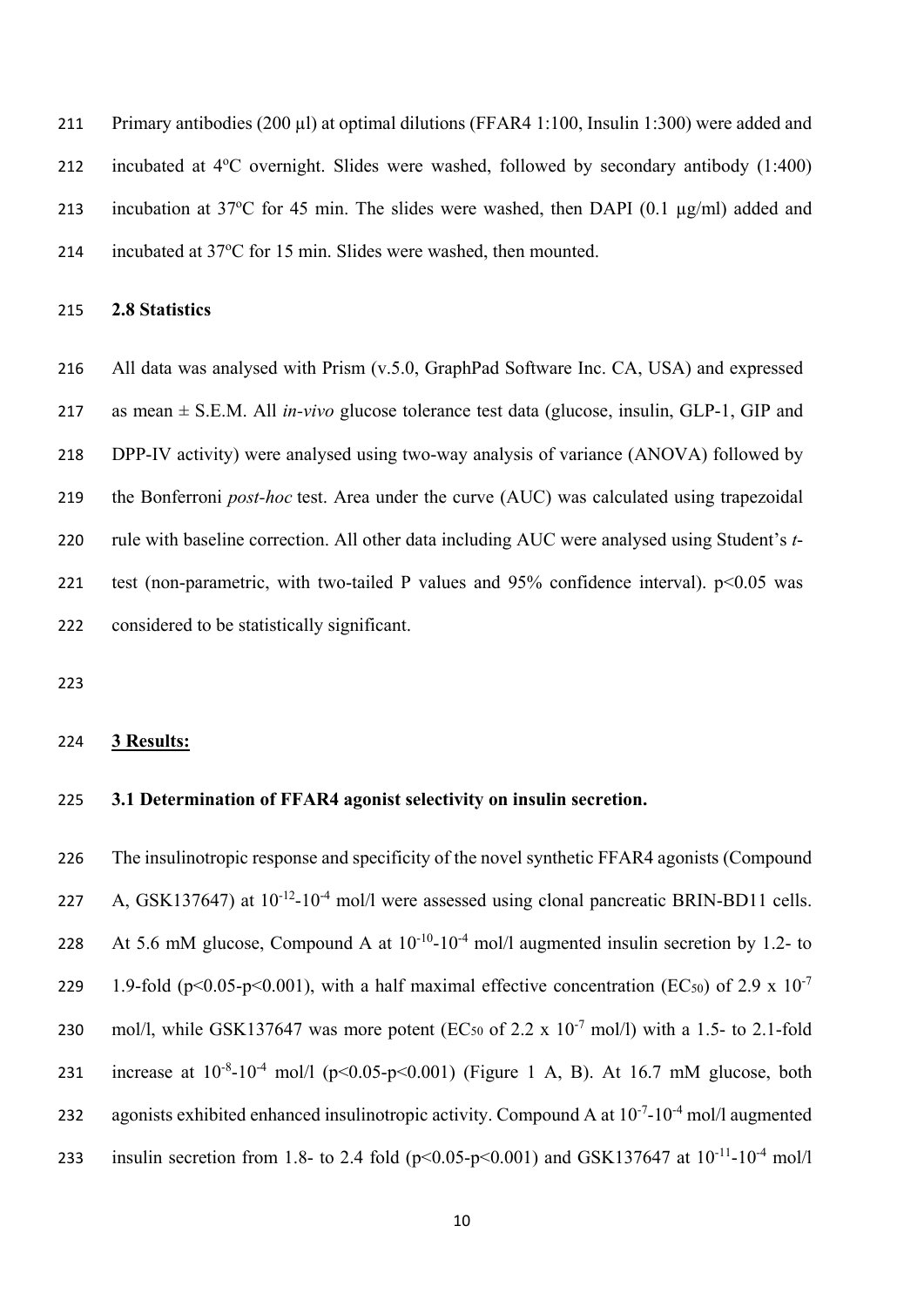Primary antibodies (200 µl) at optimal dilutions (FFAR4 1:100, Insulin 1:300) were added and incubated at 4°C overnight. Slides were washed, followed by secondary antibody (1:400) incubation at 37°C for 45 min. The slides were washed, then DAPI (0.1 µg/ml) added and incubated at 37°C for 15 min. Slides were washed, then mounted.

### 2.8 Statistics

All data was analysed with Prism (v.5.0, GraphPad Software Inc. CA, USA) and expressed as mean ± S.E.M. All *in-vivo* glucose tolerance test data (glucose, insulin, GLP-1, GIP and DPP-IV activity) were analysed using two-way analysis of variance (ANOVA) followed by the Bonferroni *post-hoc* test. Area under the curve (AUC) was calculated using trapezoidal rule with baseline correction. All other data including AUC were analysed using Student's *t*-test (non-parametric, with two-tailed P values and 95% confidence interval). $p<0.05$ was considered to be statistically significant.

## 3 Results:

### 3.1 Determination of FFAR4 agonist selectivity on insulin secretion.

The insulinotropic response and specificity of the novel synthetic FFAR4 agonists (Compound A, GSK137647) at $10^{-12}$-$10^{-4}$ mol/l were assessed using clonal pancreatic BRIN-BD11 cells. At 5.6 mM glucose, Compound A at $10^{-10}$-$10^{-4}$ mol/l augmented insulin secretion by 1.2- to 1.9-fold ($p<0.05$-$p<0.001$), with a half maximal effective concentration ($EC_{50}$) of $2.9 \times 10^{-7}$ mol/l, while GSK137647 was more potent ($EC_{50}$ of $2.2 \times 10^{-7}$ mol/l) with a 1.5- to 2.1-fold increase at $10^{-8}$-$10^{-4}$ mol/l ($p<0.05$-$p<0.001$) (Figure 1 A, B). At 16.7 mM glucose, both agonists exhibited enhanced insulinotropic activity. Compound A at $10^{-7}$-$10^{-4}$ mol/l augmented insulin secretion from 1.8- to 2.4 fold ($p<0.05$-$p<0.001$) and GSK137647 at $10^{-11}$-$10^{-4}$ mol/l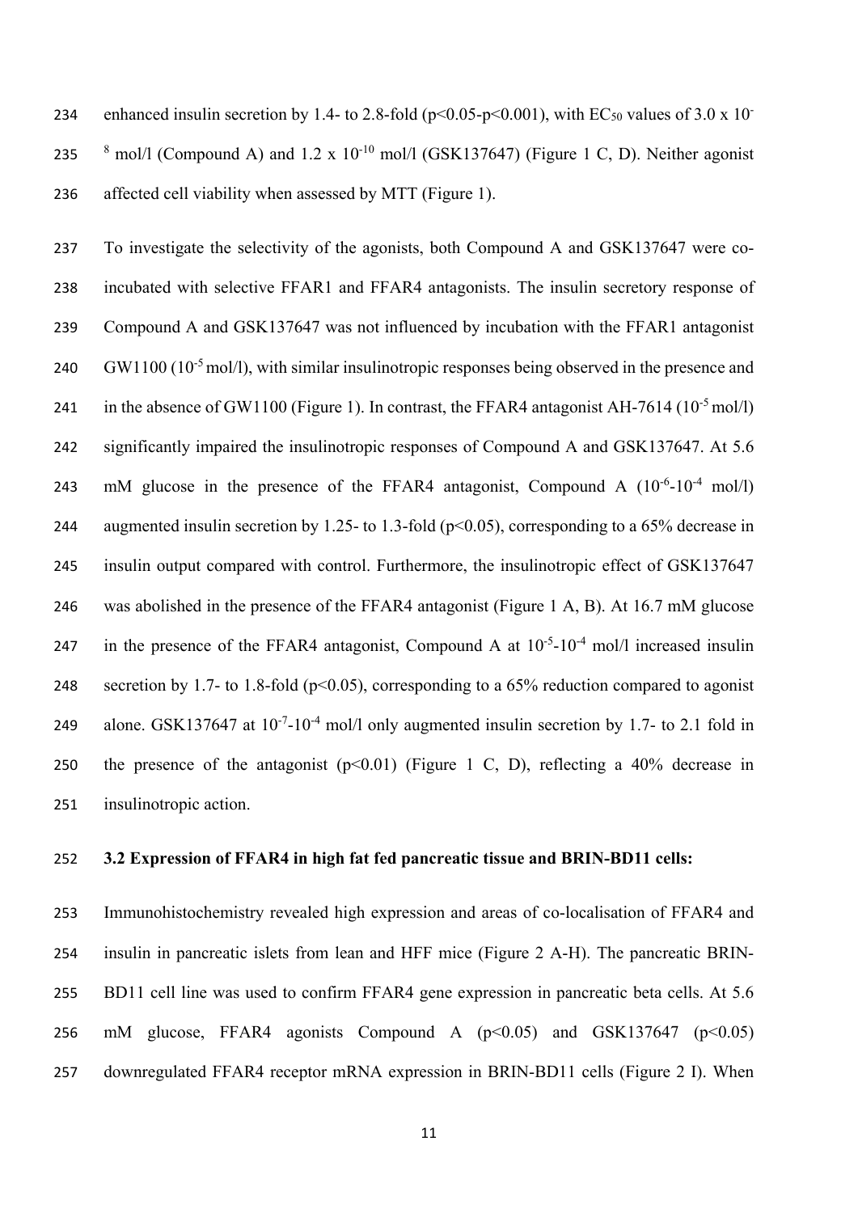enhanced insulin secretion by 1.4- to 2.8-fold ($p<0.05$-$p<0.001$), with $EC_{50}$ values of $3.0 \times 10^{-8}$ mol/l (Compound A) and $1.2 \times 10^{-10}$ mol/l (GSK137647) (Figure 1 C, D). Neither agonist affected cell viability when assessed by MTT (Figure 1).

To investigate the selectivity of the agonists, both Compound A and GSK137647 were co-incubated with selective FFAR1 and FFAR4 antagonists. The insulin secretory response of Compound A and GSK137647 was not influenced by incubation with the FFAR1 antagonist GW1100 ($10^{-5}$ mol/l), with similar insulinotropic responses being observed in the presence and in the absence of GW1100 (Figure 1). In contrast, the FFAR4 antagonist AH-7614 ($10^{-5}$ mol/l) significantly impaired the insulinotropic responses of Compound A and GSK137647. At 5.6 mM glucose in the presence of the FFAR4 antagonist, Compound A ($10^{-6}$-$10^{-4}$ mol/l) augmented insulin secretion by 1.25- to 1.3-fold ($p<0.05$), corresponding to a 65% decrease in insulin output compared with control. Furthermore, the insulinotropic effect of GSK137647 was abolished in the presence of the FFAR4 antagonist (Figure 1 A, B). At 16.7 mM glucose in the presence of the FFAR4 antagonist, Compound A at $10^{-5}$-$10^{-4}$ mol/l increased insulin secretion by 1.7- to 1.8-fold ($p<0.05$), corresponding to a 65% reduction compared to agonist alone. GSK137647 at $10^{-7}$-$10^{-4}$ mol/l only augmented insulin secretion by 1.7- to 2.1 fold in the presence of the antagonist ($p<0.01$) (Figure 1 C, D), reflecting a 40% decrease in insulinotropic action.

### 3.2 Expression of FFAR4 in high fat fed pancreatic tissue and BRIN-BD11 cells:

Immunohistochemistry revealed high expression and areas of co-localisation of FFAR4 and insulin in pancreatic islets from lean and HFF mice (Figure 2 A-H). The pancreatic BRIN-BD11 cell line was used to confirm FFAR4 gene expression in pancreatic beta cells. At 5.6 mM glucose, FFAR4 agonists Compound A ($p<0.05$) and GSK137647 ($p<0.05$) downregulated FFAR4 receptor mRNA expression in BRIN-BD11 cells (Figure 2 I). When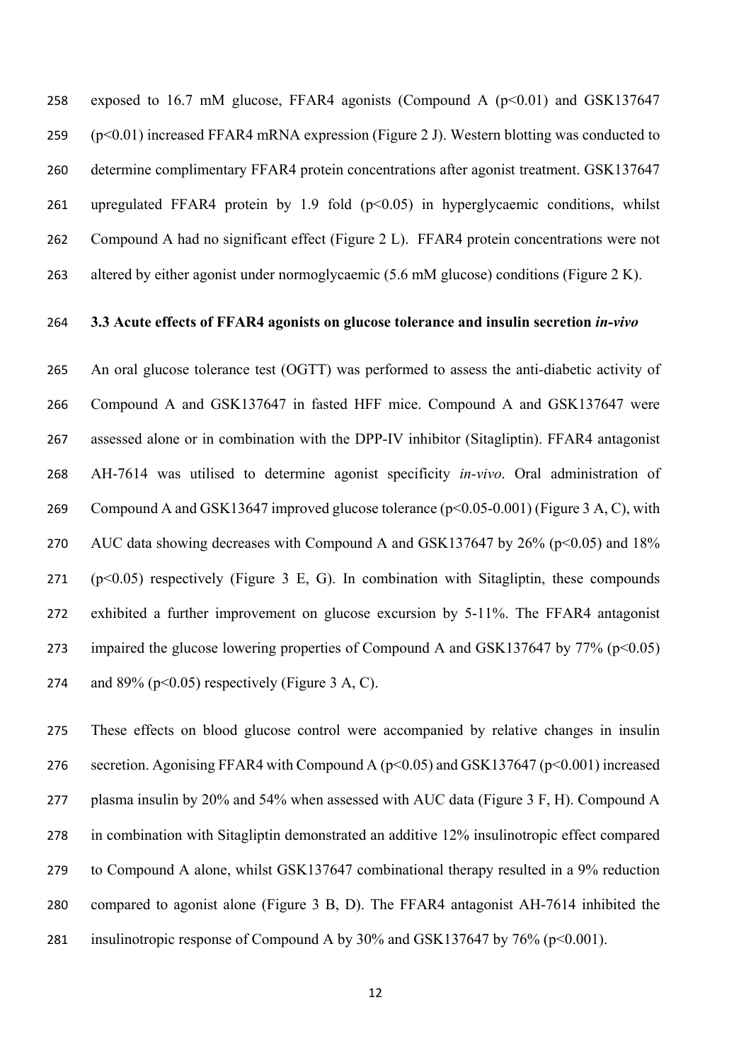exposed to 16.7 mM glucose, FFAR4 agonists (Compound A ($p<0.01$) and GSK137647 ($p<0.01$) increased FFAR4 mRNA expression (Figure 2 J). Western blotting was conducted to determine complimentary FFAR4 protein concentrations after agonist treatment. GSK137647 upregulated FFAR4 protein by 1.9 fold ($p<0.05$) in hyperglycaemic conditions, whilst Compound A had no significant effect (Figure 2 L). FFAR4 protein concentrations were not altered by either agonist under normoglycaemic (5.6 mM glucose) conditions (Figure 2 K).

### 3.3 Acute effects of FFAR4 agonists on glucose tolerance and insulin secretion *in-vivo*

An oral glucose tolerance test (OGTT) was performed to assess the anti-diabetic activity of Compound A and GSK137647 in fasted HFF mice. Compound A and GSK137647 were assessed alone or in combination with the DPP-IV inhibitor (Sitagliptin). FFAR4 antagonist AH-7614 was utilised to determine agonist specificity *in-vivo*. Oral administration of Compound A and GSK13647 improved glucose tolerance ($p<0.05$-$0.001$) (Figure 3 A, C), with AUC data showing decreases with Compound A and GSK137647 by 26% ($p<0.05$) and 18% ($p<0.05$) respectively (Figure 3 E, G). In combination with Sitagliptin, these compounds exhibited a further improvement on glucose excursion by 5-11%. The FFAR4 antagonist impaired the glucose lowering properties of Compound A and GSK137647 by 77% ($p<0.05$) and 89% ($p<0.05$) respectively (Figure 3 A, C).

These effects on blood glucose control were accompanied by relative changes in insulin secretion. Agonising FFAR4 with Compound A ($p<0.05$) and GSK137647 ($p<0.001$) increased plasma insulin by 20% and 54% when assessed with AUC data (Figure 3 F, H). Compound A in combination with Sitagliptin demonstrated an additive 12% insulinotropic effect compared to Compound A alone, whilst GSK137647 combinational therapy resulted in a 9% reduction compared to agonist alone (Figure 3 B, D). The FFAR4 antagonist AH-7614 inhibited the insulinotropic response of Compound A by 30% and GSK137647 by 76% ($p<0.001$).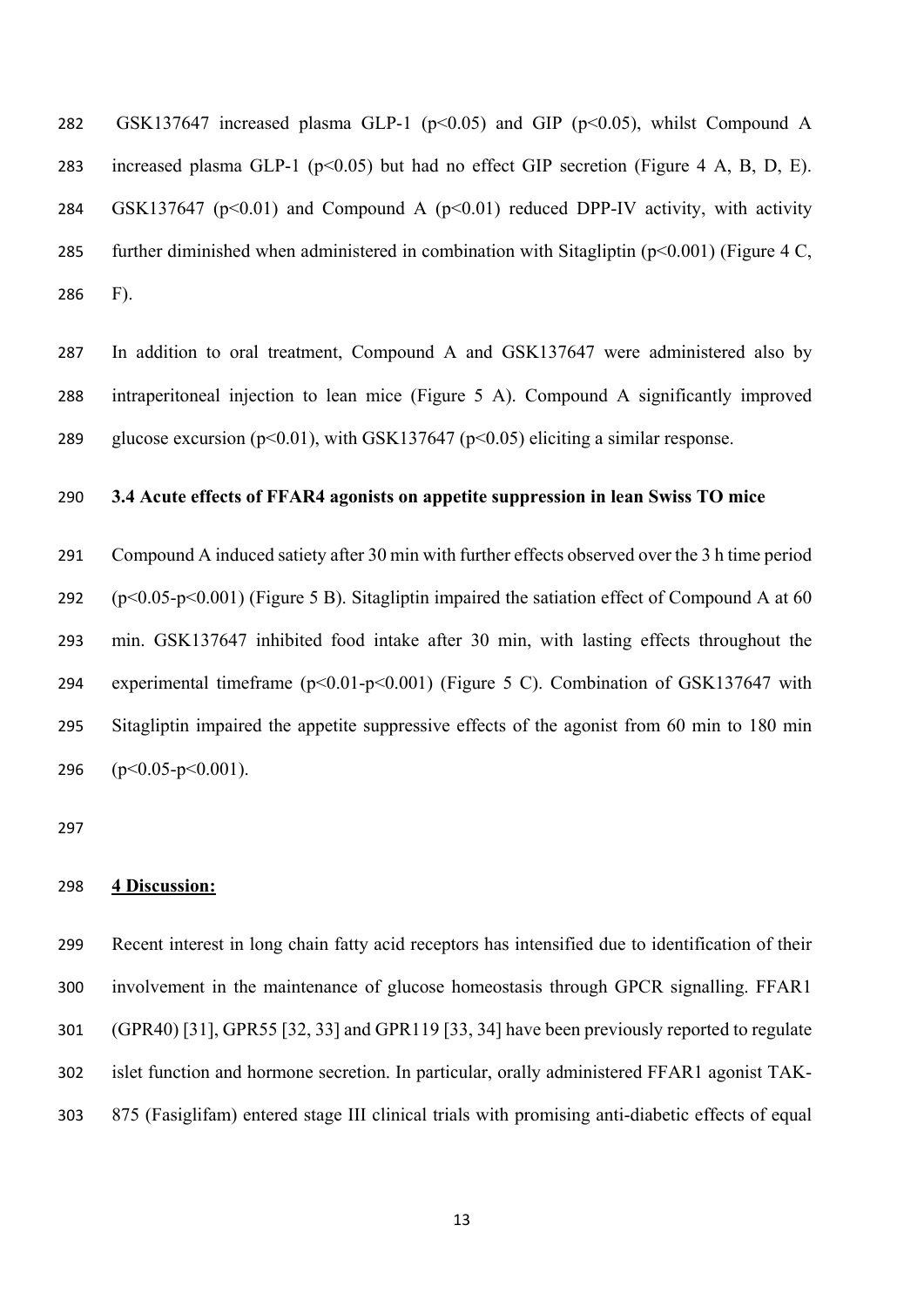GSK137647 increased plasma GLP-1 ($p<0.05$) and GIP ($p<0.05$), whilst Compound A increased plasma GLP-1 ($p<0.05$) but had no effect GIP secretion (Figure 4 A, B, D, E). GSK137647 ($p<0.01$) and Compound A ($p<0.01$) reduced DPP-IV activity, with activity further diminished when administered in combination with Sitagliptin ($p<0.001$) (Figure 4 C, F).

In addition to oral treatment, Compound A and GSK137647 were administered also by intraperitoneal injection to lean mice (Figure 5 A). Compound A significantly improved glucose excursion ($p<0.01$), with GSK137647 ($p<0.05$) eliciting a similar response.

### 3.4 Acute effects of FFAR4 agonists on appetite suppression in lean Swiss TO mice

Compound A induced satiety after 30 min with further effects observed over the 3 h time period ($p<0.05$-$p<0.001$) (Figure 5 B). Sitagliptin impaired the satiation effect of Compound A at 60 min. GSK137647 inhibited food intake after 30 min, with lasting effects throughout the experimental timeframe ($p<0.01$-$p<0.001$) (Figure 5 C). Combination of GSK137647 with Sitagliptin impaired the appetite suppressive effects of the agonist from 60 min to 180 min ($p<0.05$-$p<0.001$).

## 4 Discussion:

Recent interest in long chain fatty acid receptors has intensified due to identification of their involvement in the maintenance of glucose homeostasis through GPCR signalling. FFAR1 (GPR40) [31], GPR55 [32, 33] and GPR119 [33, 34] have been previously reported to regulate islet function and hormone secretion. In particular, orally administered FFAR1 agonist TAK-875 (Fasiglifam) entered stage III clinical trials with promising anti-diabetic effects of equal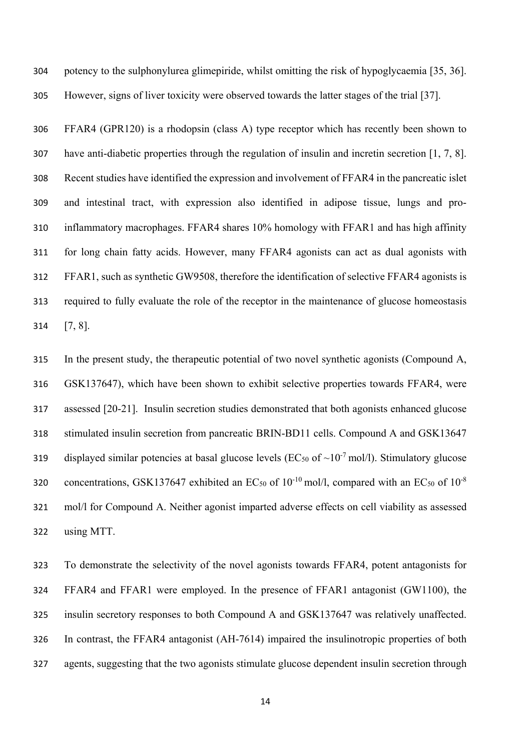potency to the sulphonylurea glimepiride, whilst omitting the risk of hypoglycaemia [35, 36]. However, signs of liver toxicity were observed towards the latter stages of the trial [37].

FFAR4 (GPR120) is a rhodopsin (class A) type receptor which has recently been shown to have anti-diabetic properties through the regulation of insulin and incretin secretion [1, 7, 8]. Recent studies have identified the expression and involvement of FFAR4 in the pancreatic islet and intestinal tract, with expression also identified in adipose tissue, lungs and pro-inflammatory macrophages. FFAR4 shares 10% homology with FFAR1 and has high affinity for long chain fatty acids. However, many FFAR4 agonists can act as dual agonists with FFAR1, such as synthetic GW9508, therefore the identification of selective FFAR4 agonists is required to fully evaluate the role of the receptor in the maintenance of glucose homeostasis [7, 8].

In the present study, the therapeutic potential of two novel synthetic agonists (Compound A, GSK137647), which have been shown to exhibit selective properties towards FFAR4, were assessed [20-21]. Insulin secretion studies demonstrated that both agonists enhanced glucose stimulated insulin secretion from pancreatic BRIN-BD11 cells. Compound A and GSK13647 displayed similar potencies at basal glucose levels ($EC_{50}$ of ~$10^{-7}$ mol/l). Stimulatory glucose concentrations, GSK137647 exhibited an $EC_{50}$ of $10^{-10}$ mol/l, compared with an $EC_{50}$ of $10^{-8}$ mol/l for Compound A. Neither agonist imparted adverse effects on cell viability as assessed using MTT.

To demonstrate the selectivity of the novel agonists towards FFAR4, potent antagonists for FFAR4 and FFAR1 were employed. In the presence of FFAR1 antagonist (GW1100), the insulin secretory responses to both Compound A and GSK137647 was relatively unaffected. In contrast, the FFAR4 antagonist (AH-7614) impaired the insulinotropic properties of both agents, suggesting that the two agonists stimulate glucose dependent insulin secretion through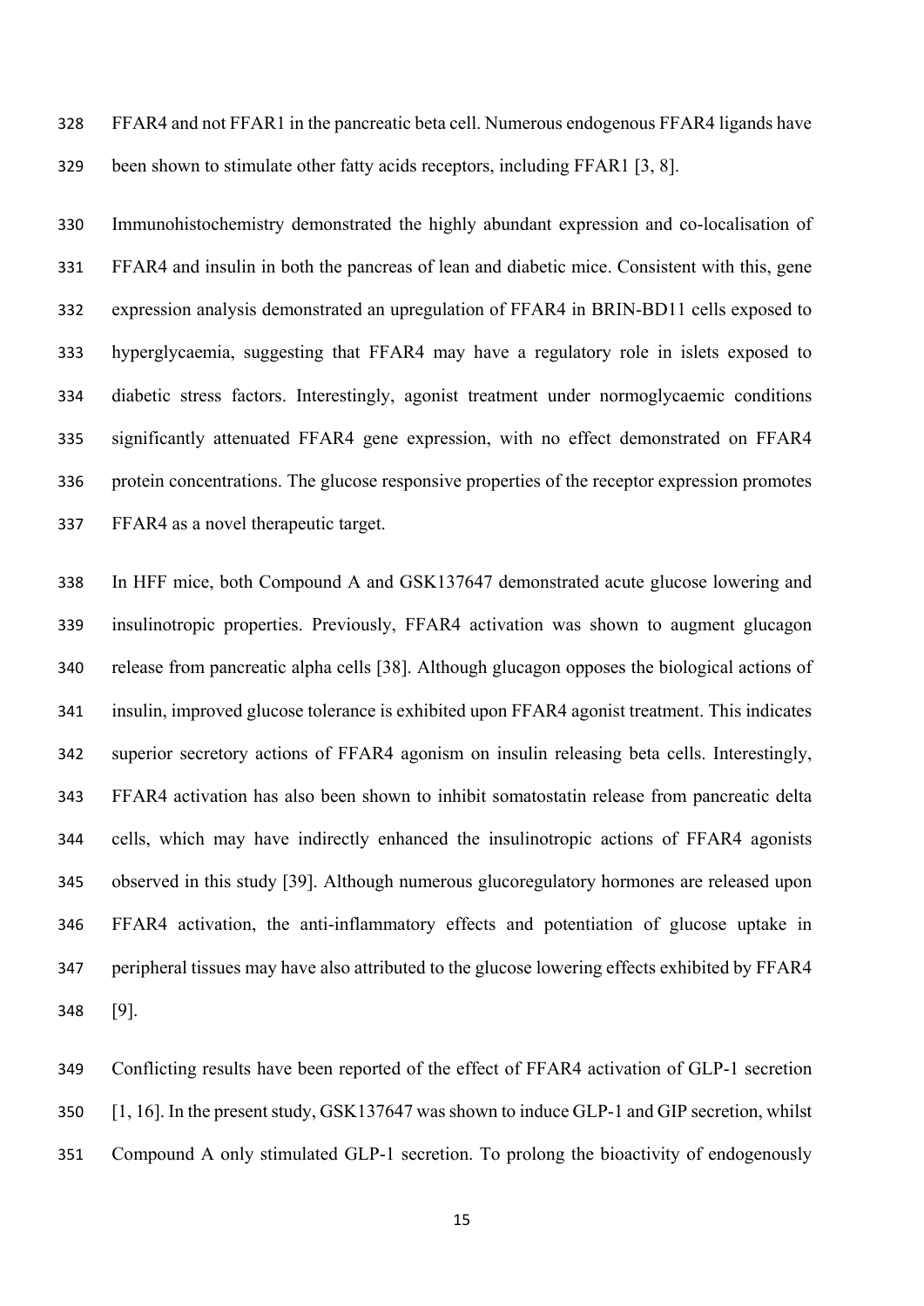FFAR4 and not FFAR1 in the pancreatic beta cell. Numerous endogenous FFAR4 ligands have been shown to stimulate other fatty acids receptors, including FFAR1 [3, 8].

Immunohistochemistry demonstrated the highly abundant expression and co-localisation of FFAR4 and insulin in both the pancreas of lean and diabetic mice. Consistent with this, gene expression analysis demonstrated an upregulation of FFAR4 in BRIN-BD11 cells exposed to hyperglycaemia, suggesting that FFAR4 may have a regulatory role in islets exposed to diabetic stress factors. Interestingly, agonist treatment under normoglycaemic conditions significantly attenuated FFAR4 gene expression, with no effect demonstrated on FFAR4 protein concentrations. The glucose responsive properties of the receptor expression promotes FFAR4 as a novel therapeutic target.

In HFF mice, both Compound A and GSK137647 demonstrated acute glucose lowering and insulinotropic properties. Previously, FFAR4 activation was shown to augment glucagon release from pancreatic alpha cells [38]. Although glucagon opposes the biological actions of insulin, improved glucose tolerance is exhibited upon FFAR4 agonist treatment. This indicates superior secretory actions of FFAR4 agonism on insulin releasing beta cells. Interestingly, FFAR4 activation has also been shown to inhibit somatostatin release from pancreatic delta cells, which may have indirectly enhanced the insulinotropic actions of FFAR4 agonists observed in this study [39]. Although numerous glucoregulatory hormones are released upon FFAR4 activation, the anti-inflammatory effects and potentiation of glucose uptake in peripheral tissues may have also attributed to the glucose lowering effects exhibited by FFAR4 [9].

Conflicting results have been reported of the effect of FFAR4 activation of GLP-1 secretion [1, 16]. In the present study, GSK137647 was shown to induce GLP-1 and GIP secretion, whilst Compound A only stimulated GLP-1 secretion. To prolong the bioactivity of endogenously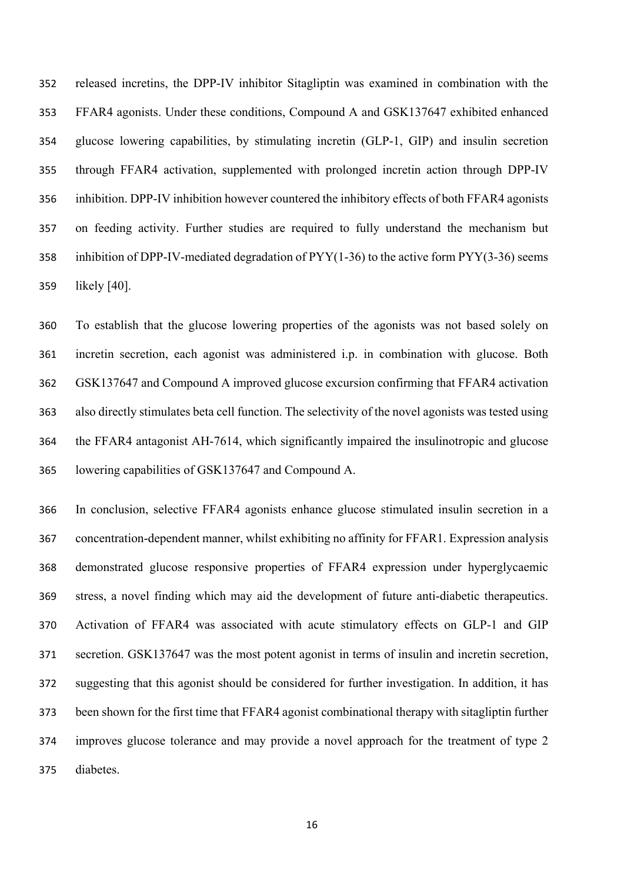released incretins, the DPP-IV inhibitor Sitagliptin was examined in combination with the FFAR4 agonists. Under these conditions, Compound A and GSK137647 exhibited enhanced glucose lowering capabilities, by stimulating incretin (GLP-1, GIP) and insulin secretion through FFAR4 activation, supplemented with prolonged incretin action through DPP-IV inhibition. DPP-IV inhibition however countered the inhibitory effects of both FFAR4 agonists on feeding activity. Further studies are required to fully understand the mechanism but inhibition of DPP-IV-mediated degradation of PYY(1-36) to the active form PYY(3-36) seems likely [40].

To establish that the glucose lowering properties of the agonists was not based solely on incretin secretion, each agonist was administered i.p. in combination with glucose. Both GSK137647 and Compound A improved glucose excursion confirming that FFAR4 activation also directly stimulates beta cell function. The selectivity of the novel agonists was tested using the FFAR4 antagonist AH-7614, which significantly impaired the insulinotropic and glucose lowering capabilities of GSK137647 and Compound A.

In conclusion, selective FFAR4 agonists enhance glucose stimulated insulin secretion in a concentration-dependent manner, whilst exhibiting no affinity for FFAR1. Expression analysis demonstrated glucose responsive properties of FFAR4 expression under hyperglycaemic stress, a novel finding which may aid the development of future anti-diabetic therapeutics. Activation of FFAR4 was associated with acute stimulatory effects on GLP-1 and GIP secretion. GSK137647 was the most potent agonist in terms of insulin and incretin secretion, suggesting that this agonist should be considered for further investigation. In addition, it has been shown for the first time that FFAR4 agonist combinational therapy with sitagliptin further improves glucose tolerance and may provide a novel approach for the treatment of type 2 diabetes.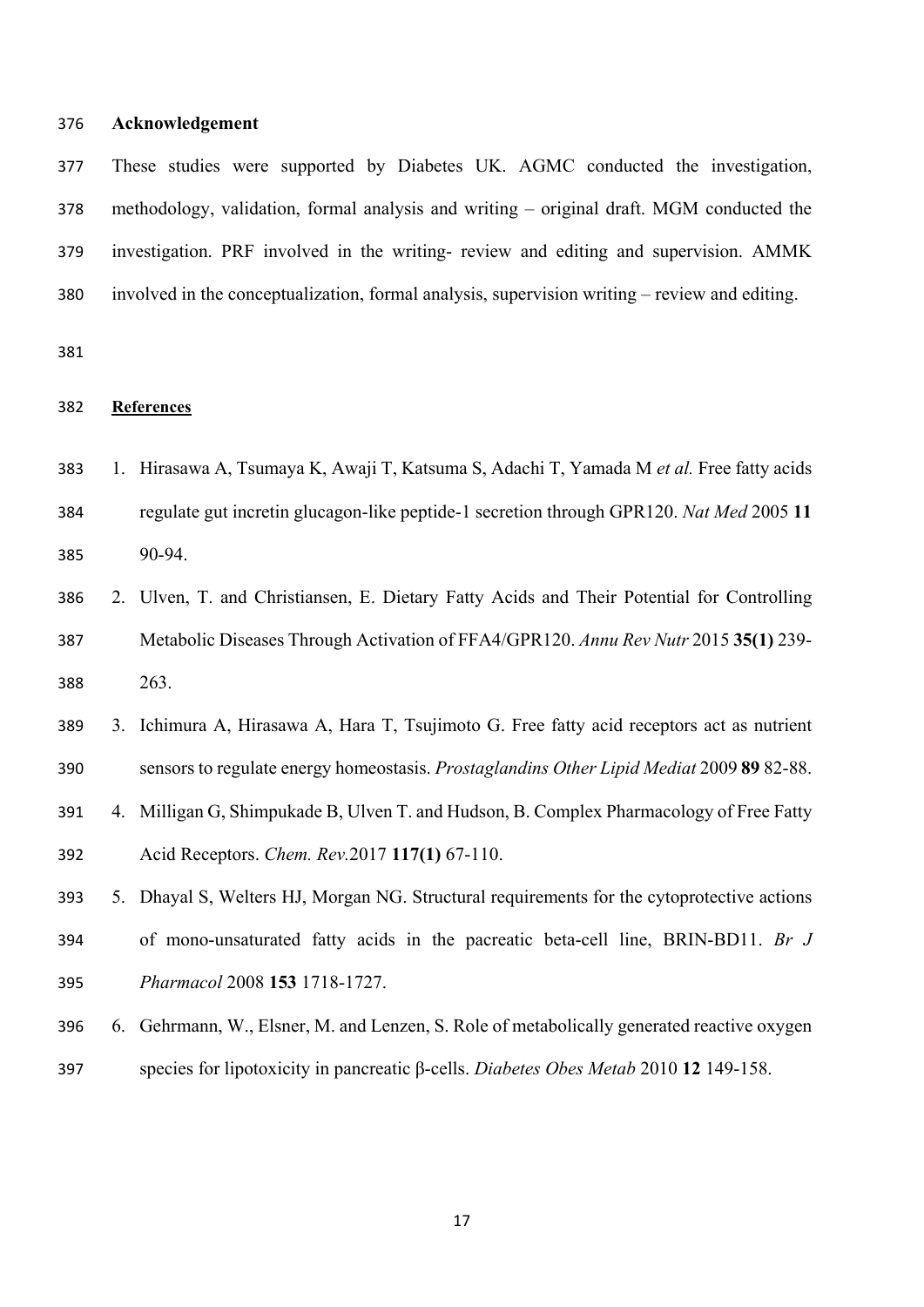## Acknowledgement

These studies were supported by Diabetes UK. AGMC conducted the investigation, methodology, validation, formal analysis and writing – original draft. MGM conducted the investigation. PRF involved in the writing- review and editing and supervision. AMMK involved in the conceptualization, formal analysis, supervision writing – review and editing.

## References

1. Hirasawa A, Tsumaya K, Awaji T, Katsuma S, Adachi T, Yamada M *et al.* Free fatty acids regulate gut incretin glucagon-like peptide-1 secretion through GPR120. *Nat Med* 2005 **11** 90-94.
2. Ulven, T. and Christiansen, E. Dietary Fatty Acids and Their Potential for Controlling Metabolic Diseases Through Activation of FFA4/GPR120. *Annu Rev Nutr* 2015 **35(1)** 239-263.
3. Ichimura A, Hirasawa A, Hara T, Tsujimoto G. Free fatty acid receptors act as nutrient sensors to regulate energy homeostasis. *Prostaglandins Other Lipid Mediat* 2009 **89** 82-88.
4. Milligan G, Shimpukade B, Ulven T. and Hudson, B. Complex Pharmacology of Free Fatty Acid Receptors. *Chem. Rev.*2017 **117(1)** 67-110.
5. Dhayal S, Welters HJ, Morgan NG. Structural requirements for the cytoprotective actions of mono-unsaturated fatty acids in the pacreatic beta-cell line, BRIN-BD11. *Br J Pharmacol* 2008 **153** 1718-1727.
6. Gehrmann, W., Elsner, M. and Lenzen, S. Role of metabolically generated reactive oxygen species for lipotoxicity in pancreatic β-cells. *Diabetes Obes Metab* 2010 **12** 149-158.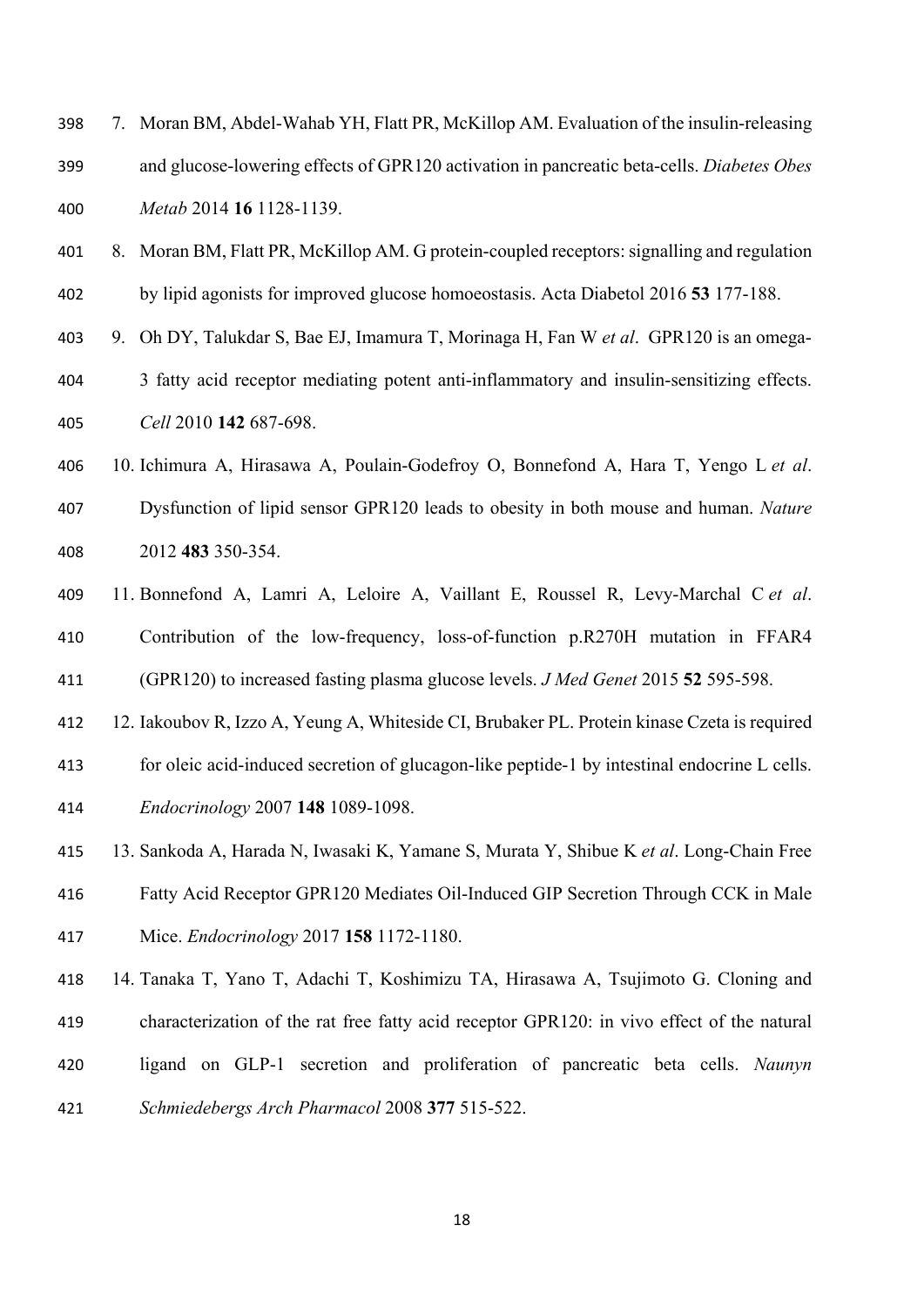7. Moran BM, Abdel-Wahab YH, Flatt PR, McKillop AM. Evaluation of the insulin-releasing and glucose-lowering effects of GPR120 activation in pancreatic beta-cells. *Diabetes Obes Metab* 2014 **16** 1128-1139.
8. Moran BM, Flatt PR, McKillop AM. G protein-coupled receptors: signalling and regulation by lipid agonists for improved glucose homoeostasis. Acta Diabetol 2016 **53** 177-188.
9. Oh DY, Talukdar S, Bae EJ, Imamura T, Morinaga H, Fan W *et al*. GPR120 is an omega-3 fatty acid receptor mediating potent anti-inflammatory and insulin-sensitizing effects. *Cell* 2010 **142** 687-698.
10. Ichimura A, Hirasawa A, Poulain-Godefroy O, Bonnefond A, Hara T, Yengo L *et al*. Dysfunction of lipid sensor GPR120 leads to obesity in both mouse and human. *Nature* 2012 **483** 350-354.
11. Bonnefond A, Lamri A, Leloire A, Vaillant E, Roussel R, Levy-Marchal C *et al*. Contribution of the low-frequency, loss-of-function p.R270H mutation in FFAR4 (GPR120) to increased fasting plasma glucose levels. *J Med Genet* 2015 **52** 595-598.
12. Iakoubov R, Izzo A, Yeung A, Whiteside CI, Brubaker PL. Protein kinase Czeta is required for oleic acid-induced secretion of glucagon-like peptide-1 by intestinal endocrine L cells. *Endocrinology* 2007 **148** 1089-1098.
13. Sankoda A, Harada N, Iwasaki K, Yamane S, Murata Y, Shibue K *et al*. Long-Chain Free Fatty Acid Receptor GPR120 Mediates Oil-Induced GIP Secretion Through CCK in Male Mice. *Endocrinology* 2017 **158** 1172-1180.
14. Tanaka T, Yano T, Adachi T, Koshimizu TA, Hirasawa A, Tsujimoto G. Cloning and characterization of the rat free fatty acid receptor GPR120: in vivo effect of the natural ligand on GLP-1 secretion and proliferation of pancreatic beta cells. *Naunyn Schmiedebergs Arch Pharmacol* 2008 **377** 515-522.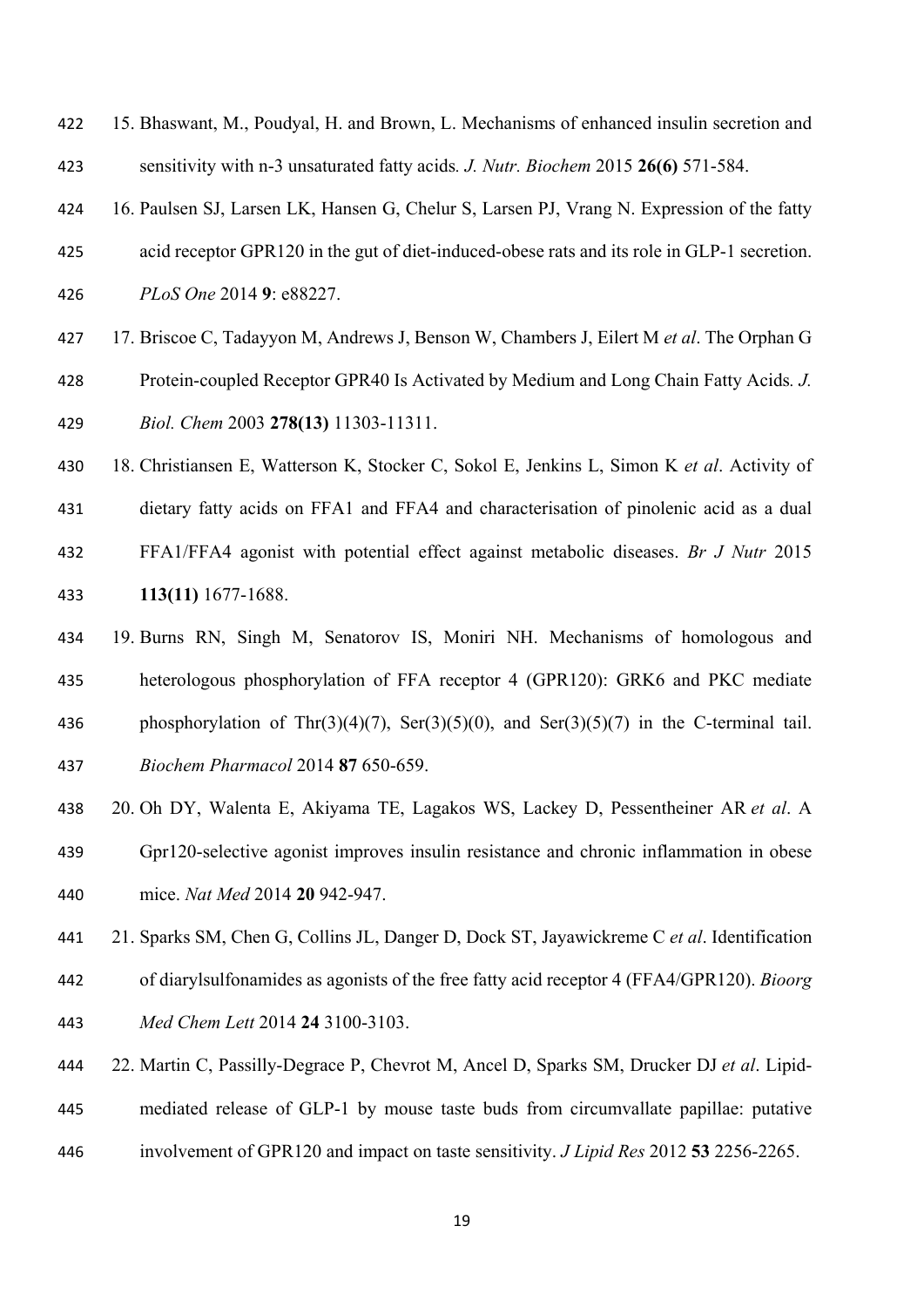15. Bhaswant, M., Poudyal, H. and Brown, L. Mechanisms of enhanced insulin secretion and sensitivity with n-3 unsaturated fatty acids. *J. Nutr. Biochem* 2015 **26(6)** 571-584.

16. Paulsen SJ, Larsen LK, Hansen G, Chelur S, Larsen PJ, Vrang N. Expression of the fatty acid receptor GPR120 in the gut of diet-induced-obese rats and its role in GLP-1 secretion. *PLoS One* 2014 **9**: e88227.

17. Briscoe C, Tadayyon M, Andrews J, Benson W, Chambers J, Eilert M *et al*. The Orphan G Protein-coupled Receptor GPR40 Is Activated by Medium and Long Chain Fatty Acids. *J. Biol. Chem* 2003 **278(13)** 11303-11311.

18. Christiansen E, Watterson K, Stocker C, Sokol E, Jenkins L, Simon K *et al*. Activity of dietary fatty acids on FFA1 and FFA4 and characterisation of pinolenic acid as a dual FFA1/FFA4 agonist with potential effect against metabolic diseases. *Br J Nutr* 2015 **113(11)** 1677-1688.

19. Burns RN, Singh M, Senatorov IS, Moniri NH. Mechanisms of homologous and heterologous phosphorylation of FFA receptor 4 (GPR120): GRK6 and PKC mediate phosphorylation of Thr(3)(4)(7), Ser(3)(5)(0), and Ser(3)(5)(7) in the C-terminal tail. *Biochem Pharmacol* 2014 **87** 650-659.

20. Oh DY, Walenta E, Akiyama TE, Lagakos WS, Lackey D, Pessentheiner AR *et al*. A Gpr120-selective agonist improves insulin resistance and chronic inflammation in obese mice. *Nat Med* 2014 **20** 942-947.

21. Sparks SM, Chen G, Collins JL, Danger D, Dock ST, Jayawickreme C *et al*. Identification of diarylsulfonamides as agonists of the free fatty acid receptor 4 (FFA4/GPR120). *Bioorg Med Chem Lett* 2014 **24** 3100-3103.

22. Martin C, Passilly-Degrace P, Chevrot M, Ancel D, Sparks SM, Drucker DJ *et al*. Lipid-mediated release of GLP-1 by mouse taste buds from circumvallate papillae: putative involvement of GPR120 and impact on taste sensitivity. *J Lipid Res* 2012 **53** 2256-2265.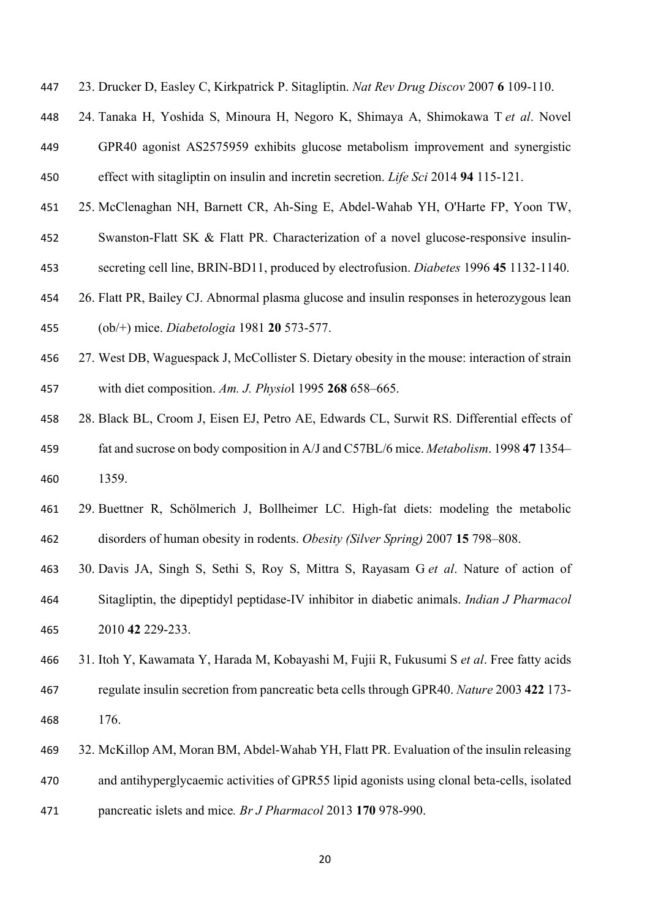23. Drucker D, Easley C, Kirkpatrick P. Sitagliptin. *Nat Rev Drug Discov* 2007 **6** 109-110.

24. Tanaka H, Yoshida S, Minoura H, Negoro K, Shimaya A, Shimokawa T *et al*. Novel GPR40 agonist AS2575959 exhibits glucose metabolism improvement and synergistic effect with sitagliptin on insulin and incretin secretion. *Life Sci* 2014 **94** 115-121.

25. McClenaghan NH, Barnett CR, Ah-Sing E, Abdel-Wahab YH, O'Harte FP, Yoon TW, Swanston-Flatt SK & Flatt PR. Characterization of a novel glucose-responsive insulin-secreting cell line, BRIN-BD11, produced by electrofusion. *Diabetes* 1996 **45** 1132-1140.

26. Flatt PR, Bailey CJ. Abnormal plasma glucose and insulin responses in heterozygous lean (ob/+) mice. *Diabetologia* 1981 **20** 573-577.

27. West DB, Waguespack J, McCollister S. Dietary obesity in the mouse: interaction of strain with diet composition. *Am. J. Physio*l 1995 **268** 658–665.

28. Black BL, Croom J, Eisen EJ, Petro AE, Edwards CL, Surwit RS. Differential effects of fat and sucrose on body composition in A/J and C57BL/6 mice. *Metabolism*. 1998 **47** 1354–1359.

29. Buettner R, Schölmerich J, Bollheimer LC. High-fat diets: modeling the metabolic disorders of human obesity in rodents. *Obesity (Silver Spring)* 2007 **15** 798–808.

30. Davis JA, Singh S, Sethi S, Roy S, Mittra S, Rayasam G *et al*. Nature of action of Sitagliptin, the dipeptidyl peptidase-IV inhibitor in diabetic animals. *Indian J Pharmacol* 2010 **42** 229-233.

31. Itoh Y, Kawamata Y, Harada M, Kobayashi M, Fujii R, Fukusumi S *et al*. Free fatty acids regulate insulin secretion from pancreatic beta cells through GPR40. *Nature* 2003 **422** 173-176.

32. McKillop AM, Moran BM, Abdel-Wahab YH, Flatt PR. Evaluation of the insulin releasing and antihyperglycaemic activities of GPR55 lipid agonists using clonal beta-cells, isolated pancreatic islets and mice*. Br J Pharmacol* 2013 **170** 978-990.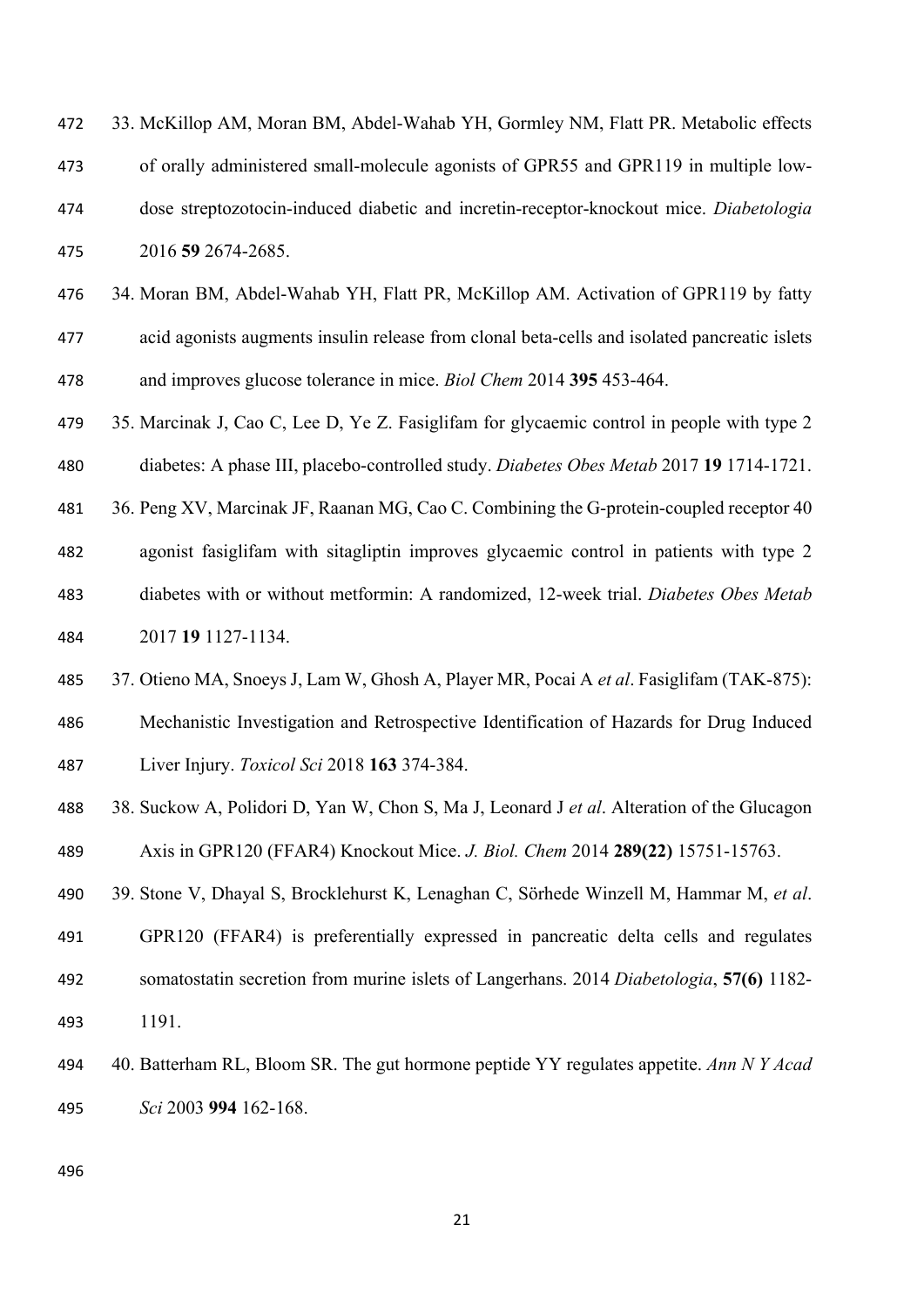33. McKillop AM, Moran BM, Abdel-Wahab YH, Gormley NM, Flatt PR. Metabolic effects of orally administered small-molecule agonists of GPR55 and GPR119 in multiple low-dose streptozotocin-induced diabetic and incretin-receptor-knockout mice. *Diabetologia* 2016 **59** 2674-2685.

34. Moran BM, Abdel-Wahab YH, Flatt PR, McKillop AM. Activation of GPR119 by fatty acid agonists augments insulin release from clonal beta-cells and isolated pancreatic islets and improves glucose tolerance in mice. *Biol Chem* 2014 **395** 453-464.

35. Marcinak J, Cao C, Lee D, Ye Z. Fasiglifam for glycaemic control in people with type 2 diabetes: A phase III, placebo-controlled study. *Diabetes Obes Metab* 2017 **19** 1714-1721.

36. Peng XV, Marcinak JF, Raanan MG, Cao C. Combining the G-protein-coupled receptor 40 agonist fasiglifam with sitagliptin improves glycaemic control in patients with type 2 diabetes with or without metformin: A randomized, 12-week trial. *Diabetes Obes Metab* 2017 **19** 1127-1134.

37. Otieno MA, Snoeys J, Lam W, Ghosh A, Player MR, Pocai A *et al*. Fasiglifam (TAK-875): Mechanistic Investigation and Retrospective Identification of Hazards for Drug Induced Liver Injury. *Toxicol Sci* 2018 **163** 374-384.

38. Suckow A, Polidori D, Yan W, Chon S, Ma J, Leonard J *et al*. Alteration of the Glucagon Axis in GPR120 (FFAR4) Knockout Mice. *J. Biol. Chem* 2014 **289(22)** 15751-15763.

39. Stone V, Dhayal S, Brocklehurst K, Lenaghan C, Sörhede Winzell M, Hammar M, *et al*. GPR120 (FFAR4) is preferentially expressed in pancreatic delta cells and regulates somatostatin secretion from murine islets of Langerhans. 2014 *Diabetologia*, **57(6)** 1182-1191.

40. Batterham RL, Bloom SR. The gut hormone peptide YY regulates appetite. *Ann N Y Acad Sci* 2003 **994** 162-168.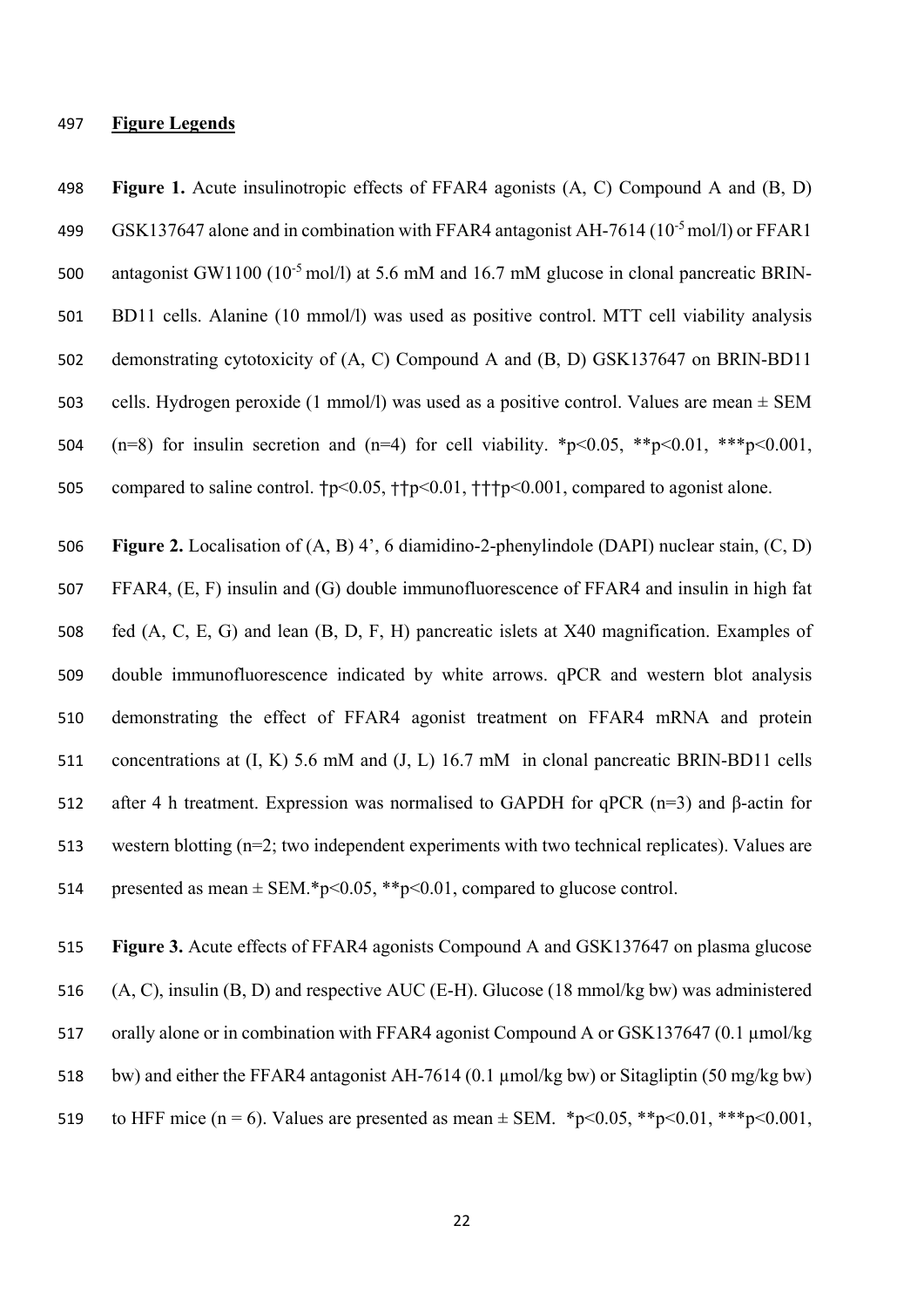## Figure Legends

**Figure 1.** Acute insulinotropic effects of FFAR4 agonists (A, C) Compound A and (B, D) GSK137647 alone and in combination with FFAR4 antagonist AH-7614 ($10^{-5}$ mol/l) or FFAR1 antagonist GW1100 ($10^{-5}$ mol/l) at 5.6 mM and 16.7 mM glucose in clonal pancreatic BRIN-BD11 cells. Alanine (10 mmol/l) was used as positive control. MTT cell viability analysis demonstrating cytotoxicity of (A, C) Compound A and (B, D) GSK137647 on BRIN-BD11 cells. Hydrogen peroxide (1 mmol/l) was used as a positive control. Values are mean ± SEM (n=8) for insulin secretion and (n=4) for cell viability. *$p<0.05$, **$p<0.01$, ***$p<0.001$, compared to saline control. †$p<0.05$, ††$p<0.01$, †††$p<0.001$, compared to agonist alone.

**Figure 2.** Localisation of (A, B) 4', 6 diamidino-2-phenylindole (DAPI) nuclear stain, (C, D) FFAR4, (E, F) insulin and (G) double immunofluorescence of FFAR4 and insulin in high fat fed (A, C, E, G) and lean (B, D, F, H) pancreatic islets at X40 magnification. Examples of double immunofluorescence indicated by white arrows. qPCR and western blot analysis demonstrating the effect of FFAR4 agonist treatment on FFAR4 mRNA and protein concentrations at (I, K) 5.6 mM and (J, L) 16.7 mM in clonal pancreatic BRIN-BD11 cells after 4 h treatment. Expression was normalised to GAPDH for qPCR (n=3) and β-actin for western blotting (n=2; two independent experiments with two technical replicates). Values are presented as mean ± SEM.*$p<0.05$, **$p<0.01$, compared to glucose control.

**Figure 3.** Acute effects of FFAR4 agonists Compound A and GSK137647 on plasma glucose (A, C), insulin (B, D) and respective AUC (E-H). Glucose (18 mmol/kg bw) was administered orally alone or in combination with FFAR4 agonist Compound A or GSK137647 (0.1 µmol/kg bw) and either the FFAR4 antagonist AH-7614 (0.1 µmol/kg bw) or Sitagliptin (50 mg/kg bw) to HFF mice (n = 6). Values are presented as mean ± SEM. *$p<0.05$, **$p<0.01$, ***$p<0.001$,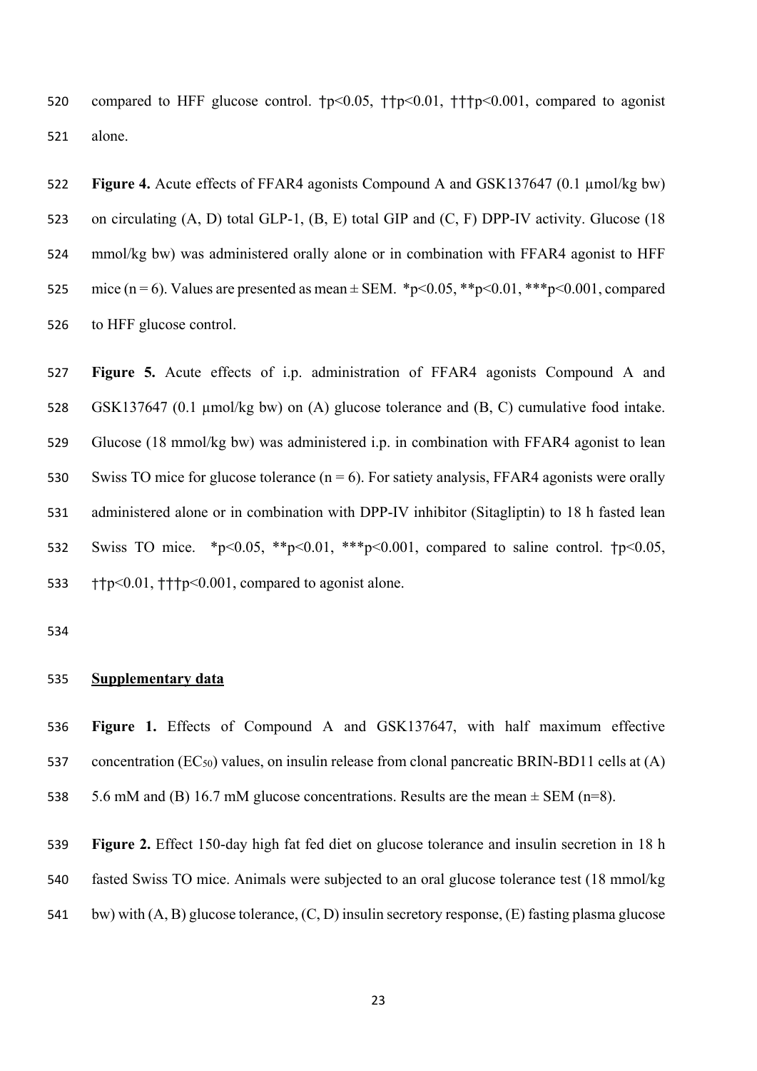compared to HFF glucose control. †$p<0.05$, ††$p<0.01$, †††$p<0.001$, compared to agonist alone.

**Figure 4.** Acute effects of FFAR4 agonists Compound A and GSK137647 (0.1 µmol/kg bw) on circulating (A, D) total GLP-1, (B, E) total GIP and (C, F) DPP-IV activity. Glucose (18 mmol/kg bw) was administered orally alone or in combination with FFAR4 agonist to HFF mice ($n = 6$). Values are presented as mean ± SEM. *$p<0.05$, **$p<0.01$, ***$p<0.001$, compared to HFF glucose control.

**Figure 5.** Acute effects of i.p. administration of FFAR4 agonists Compound A and GSK137647 (0.1 µmol/kg bw) on (A) glucose tolerance and (B, C) cumulative food intake. Glucose (18 mmol/kg bw) was administered i.p. in combination with FFAR4 agonist to lean Swiss TO mice for glucose tolerance ($n = 6$). For satiety analysis, FFAR4 agonists were orally administered alone or in combination with DPP-IV inhibitor (Sitagliptin) to 18 h fasted lean Swiss TO mice. *$p<0.05$, **$p<0.01$, ***$p<0.001$, compared to saline control. †$p<0.05$, ††$p<0.01$, †††$p<0.001$, compared to agonist alone.

## Supplementary data

**Figure 1.** Effects of Compound A and GSK137647, with half maximum effective concentration ($EC_{50}$) values, on insulin release from clonal pancreatic BRIN-BD11 cells at (A) 5.6 mM and (B) 16.7 mM glucose concentrations. Results are the mean ± SEM ($n=8$).

**Figure 2.** Effect 150-day high fat fed diet on glucose tolerance and insulin secretion in 18 h fasted Swiss TO mice. Animals were subjected to an oral glucose tolerance test (18 mmol/kg bw) with (A, B) glucose tolerance, (C, D) insulin secretory response, (E) fasting plasma glucose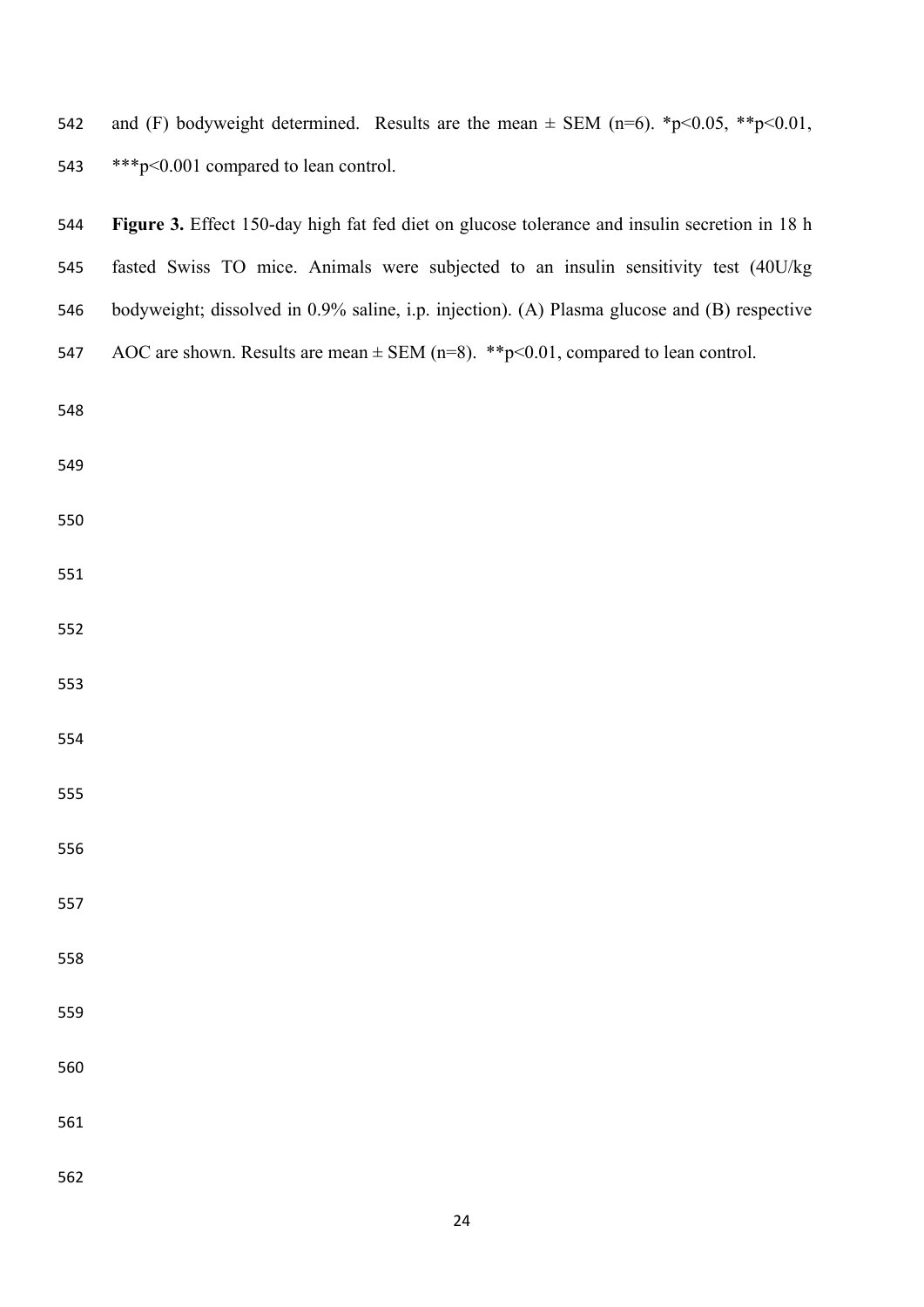and (F) bodyweight determined. Results are the mean ± SEM (n=6). *p<0.05, **p<0.01, ***p<0.001 compared to lean control.

**Figure 3.** Effect 150-day high fat fed diet on glucose tolerance and insulin secretion in 18 h fasted Swiss TO mice. Animals were subjected to an insulin sensitivity test (40U/kg bodyweight; dissolved in 0.9% saline, i.p. injection). (A) Plasma glucose and (B) respective AOC are shown. Results are mean ± SEM (n=8). **p<0.01, compared to lean control.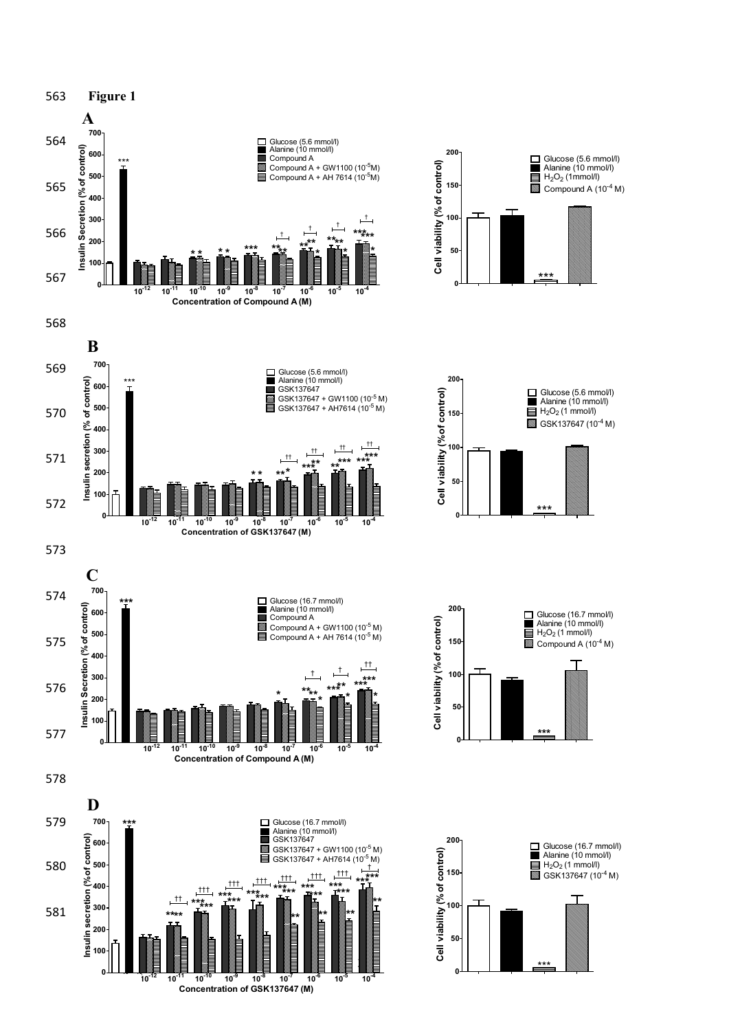**Figure 1**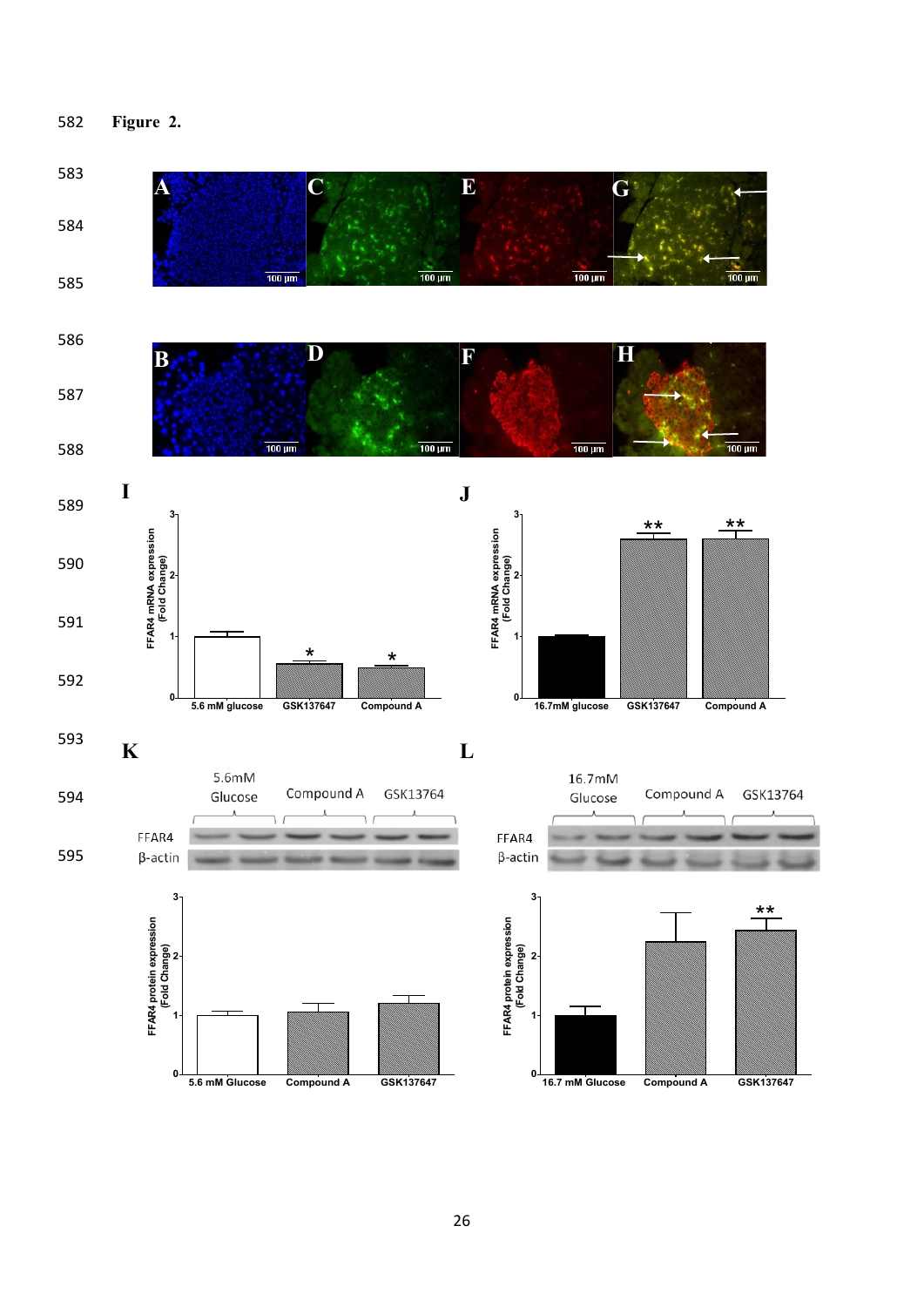Figure 2.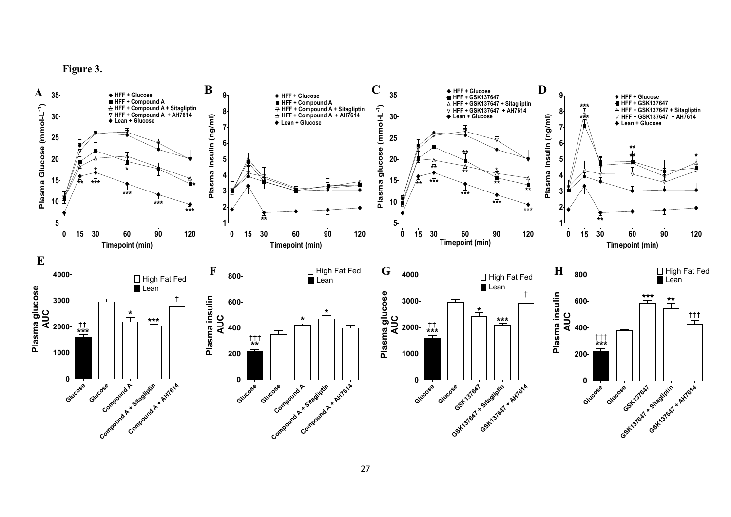**Figure 3.**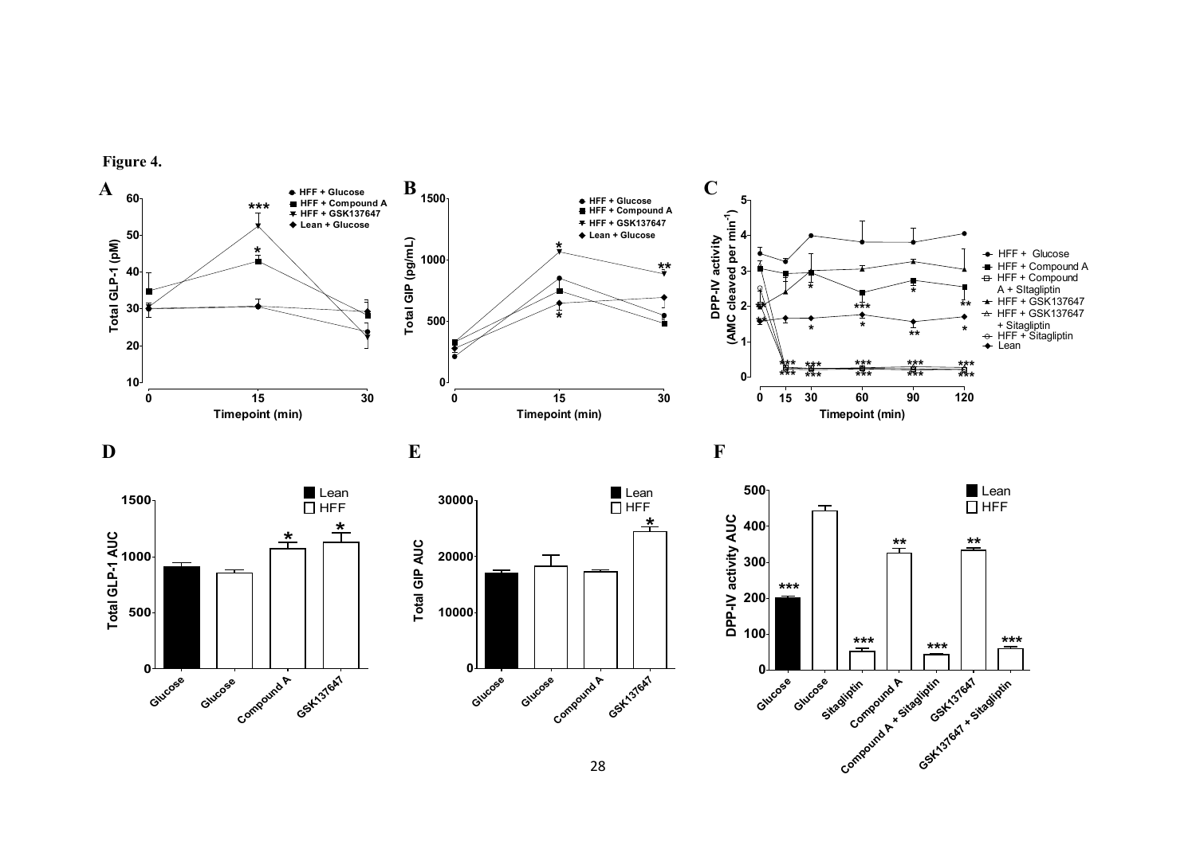**Figure 4.**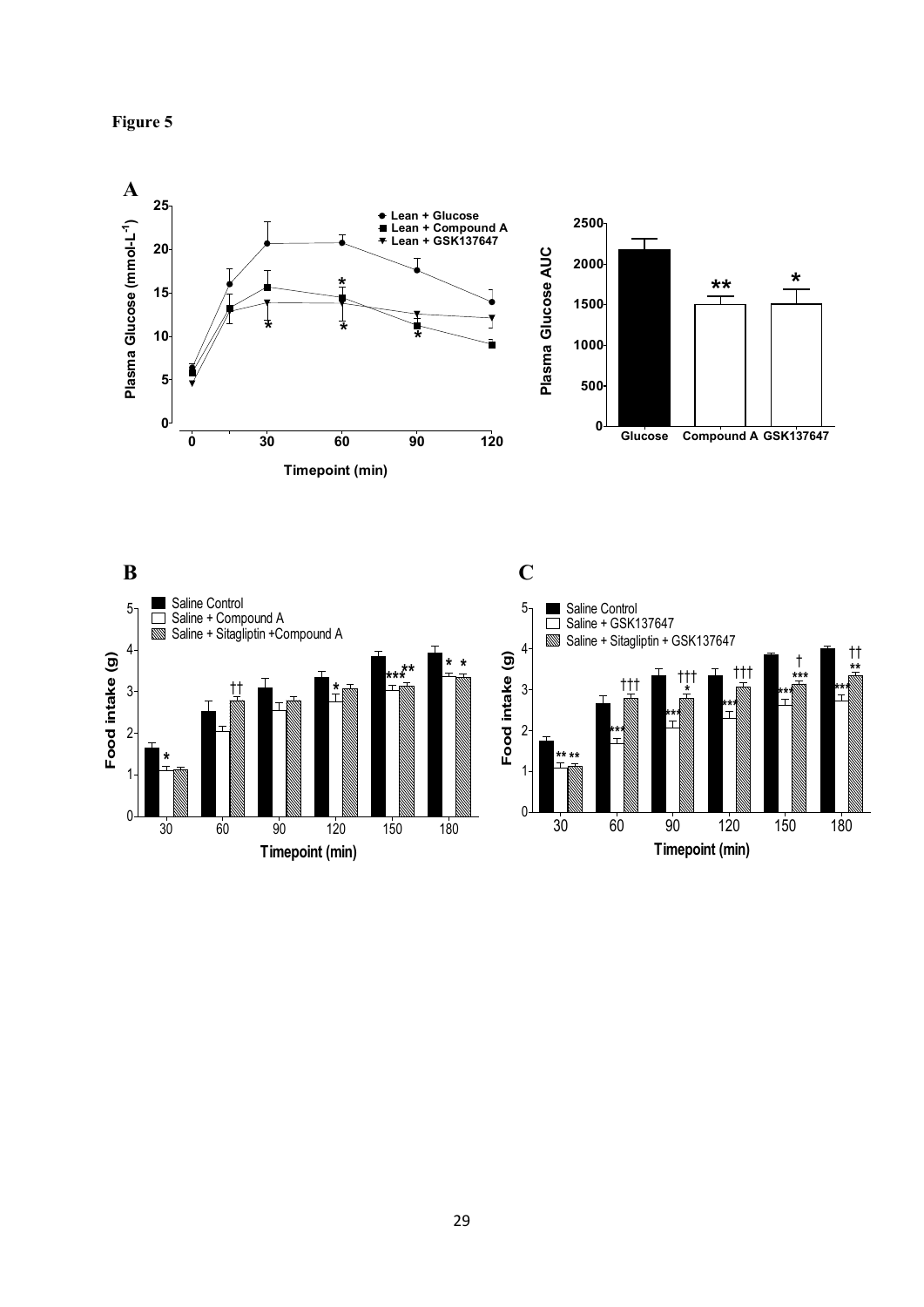**Figure 5**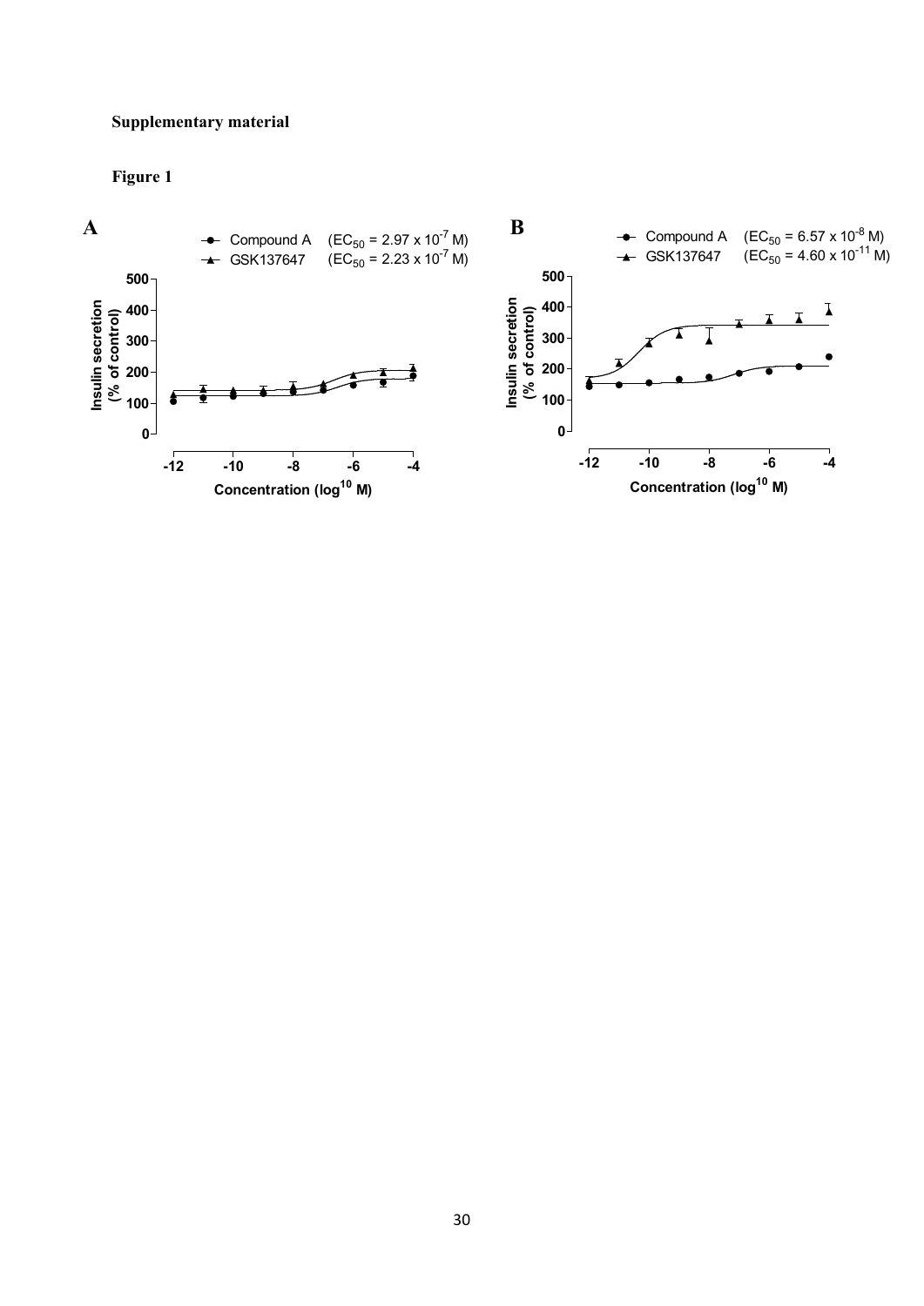**Supplementary material**

**Figure 1**

**A**

Compound A ($EC_{50}$ = 2.97 x $10^{-7}$ M)
GSK137647 ($EC_{50}$ = 2.23 x $10^{-7}$ M)

**B**

Compound A ($EC_{50}$ = 6.57 x $10^{-8}$ M)
GSK137647 ($EC_{50}$ = 4.60 x $10^{-11}$ M)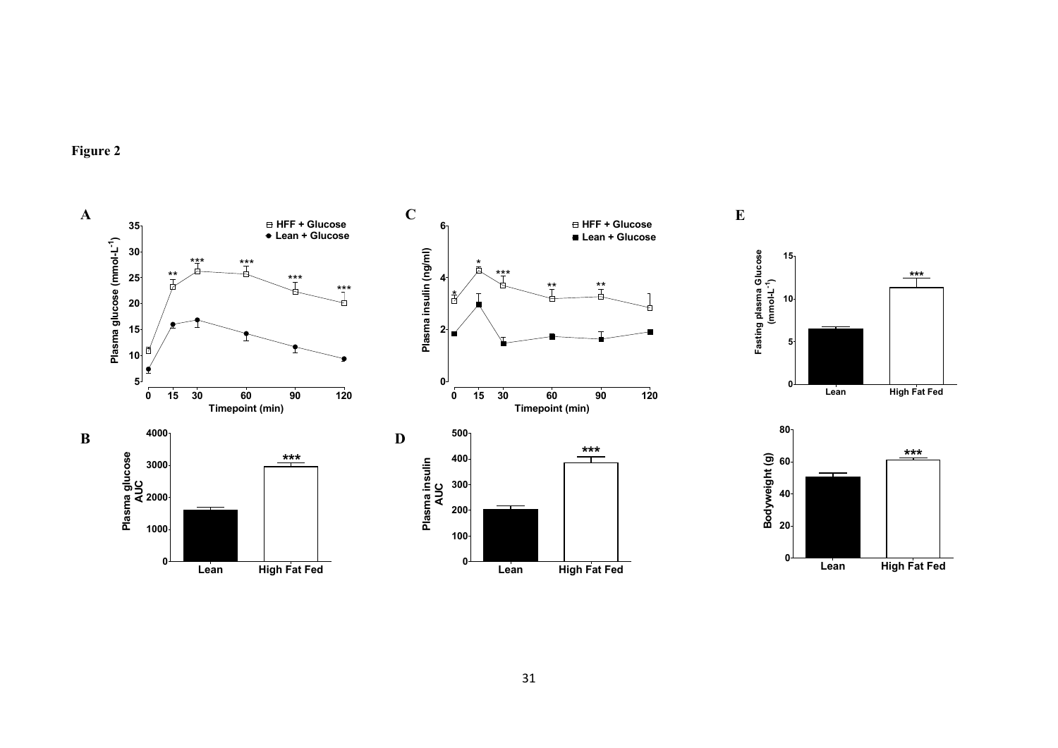**Figure 2**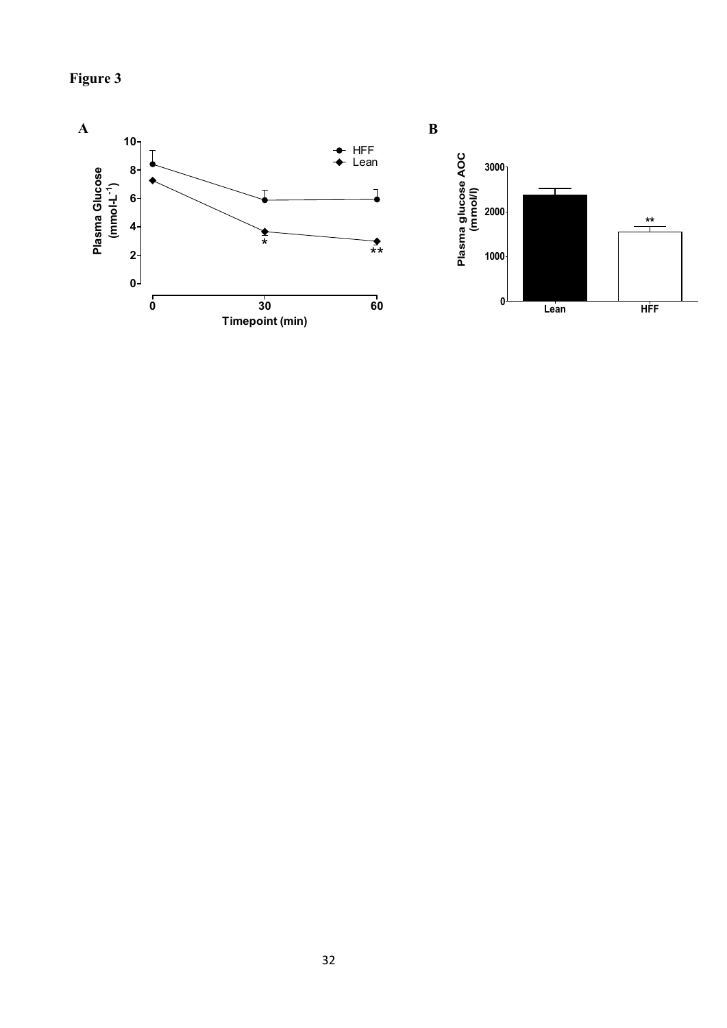**Figure 3**

**A**

10
8
6
4
2
0

Plasma Glucose
($mmol{\cdot}L^{-1}$)

HFF
Lean

*
**

0
30
60

Timepoint (min)

**B**

3000
2000
1000
0

Plasma glucose AOC
(mmol/l)

**

Lean
HFF